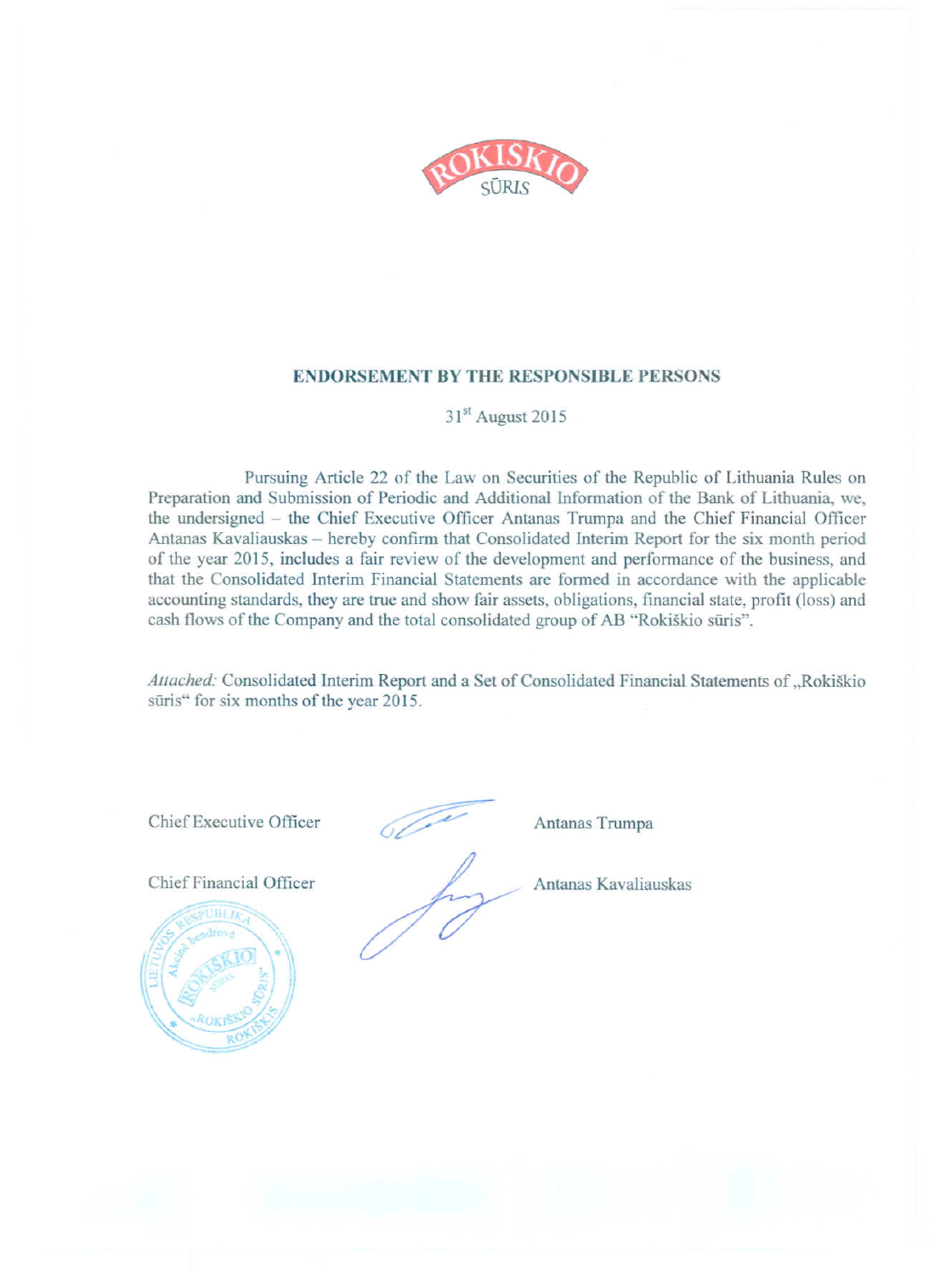## ENDORSEMENT BY THE RESPONSIBLE PERSONS

31st August 2015

Pursuing Article 22 of the Law on Securities of the Republic of Lithuania Rules on Preparation and Submission of Periodic and Additional Information of the Bank of Lithuania, we, the undersigned – the Chief Executive Officer Antanas Trumpa and the Chief Financial Officer Antanas Kavaliauskas – hereby confirm that Consolidated Interim Report for the six month period of the year 2015, includes a fair review of the development and performance of the business, and that the Consolidated Interim Financial Statements are formed in accordance with the applicable accounting standards, they are true and show fair assets, obligations, financial state, profit (loss) and cash flows of the Company and the total consolidated group of AB "Rokiškio sūris".

*Attached:* Consolidated Interim Report and a Set of Consolidated Financial Statements of „Rokiškio sūris" for six months of the year 2015.

Chief Executive Officer — Antanas Trumpa

Chief Financial Officer — Antanas Kavaliauskas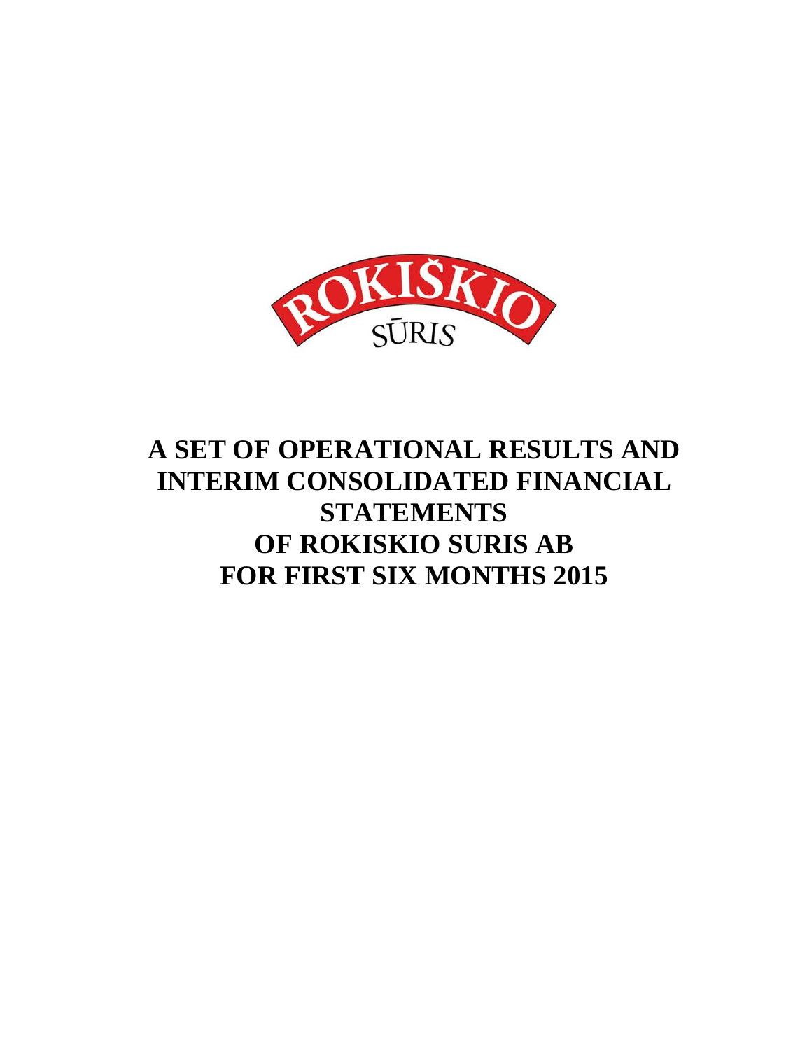ROKIŠKIO SŪRIS

# A SET OF OPERATIONAL RESULTS AND INTERIM CONSOLIDATED FINANCIAL STATEMENTS OF ROKISKIO SURIS AB FOR FIRST SIX MONTHS 2015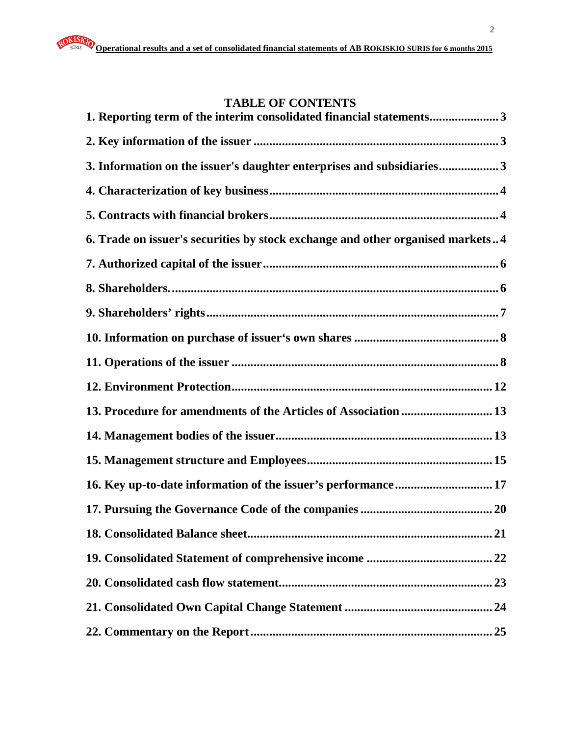# TABLE OF CONTENTS

**1. Reporting term of the interim consolidated financial statements...................... 3**

**2. Key information of the issuer ........................................................................... 3**

**3. Information on the issuer's daughter enterprises and subsidiaries................... 3**

**4. Characterization of key business........................................................................ 4**

**5. Contracts with financial brokers........................................................................ 4**

**6. Trade on issuer's securities by stock exchange and other organised markets .. 4**

**7. Authorized capital of the issuer.......................................................................... 6**

**8. Shareholders........................................................................................................ 6**

**9. Shareholders' rights............................................................................................ 7**

**10. Information on purchase of issuer's own shares ............................................. 8**

**11. Operations of the issuer .................................................................................... 8**

**12. Environment Protection.................................................................................. 12**

**13. Procedure for amendments of the Articles of Association ............................ 13**

**14. Management bodies of the issuer.................................................................... 13**

**15. Management structure and Employees.......................................................... 15**

**16. Key up-to-date information of the issuer's performance ............................... 17**

**17. Pursuing the Governance Code of the companies .......................................... 20**

**18. Consolidated Balance sheet............................................................................. 21**

**19. Consolidated Statement of comprehensive income ........................................ 22**

**20. Consolidated cash flow statement.................................................................... 23**

**21. Consolidated Own Capital Change Statement ............................................... 24**

**22. Commentary on the Report............................................................................ 25**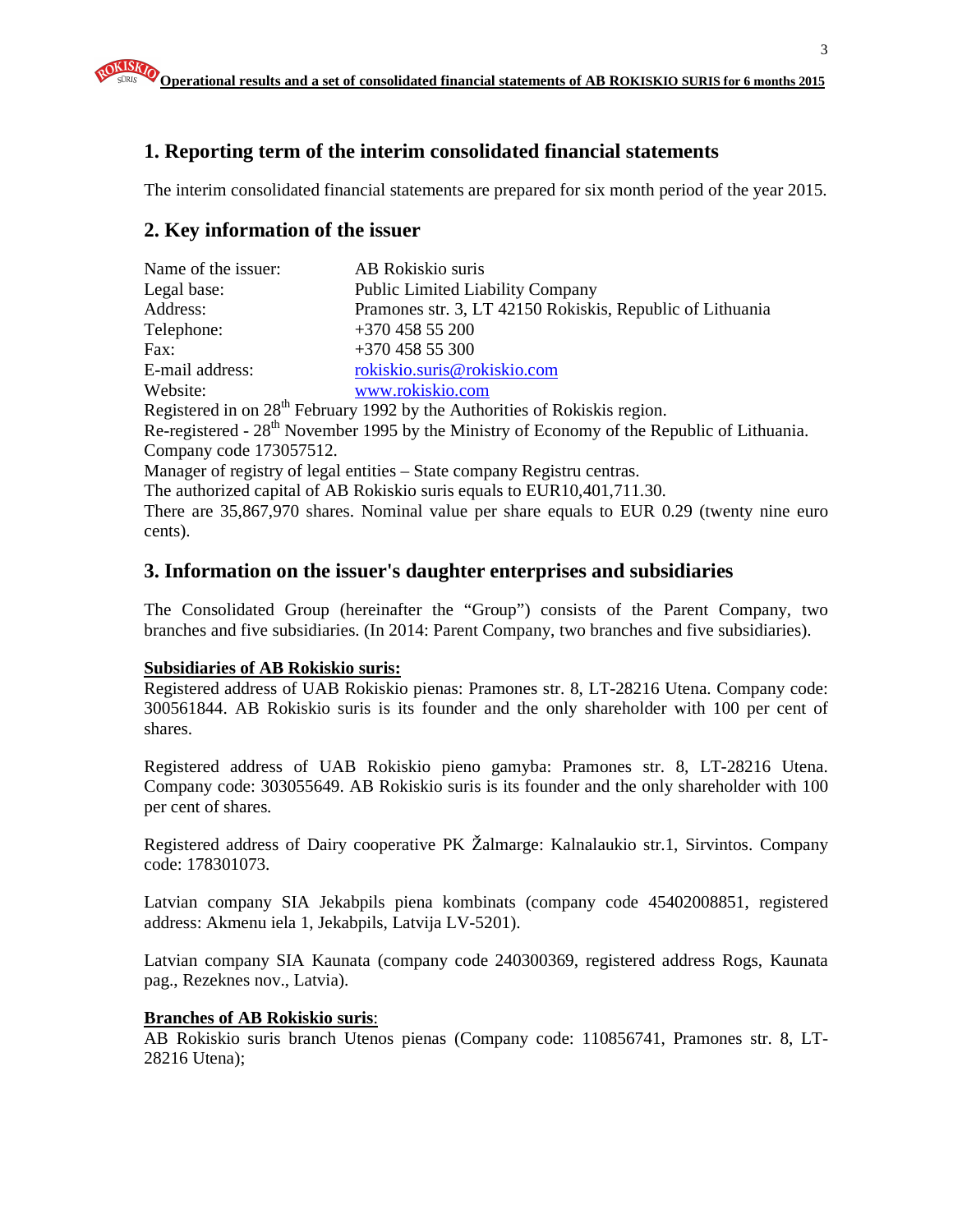## 1. Reporting term of the interim consolidated financial statements

The interim consolidated financial statements are prepared for six month period of the year 2015.

## 2. Key information of the issuer

Name of the issuer: AB Rokiskio suris
Legal base: Public Limited Liability Company
Address: Pramones str. 3, LT 42150 Rokiskis, Republic of Lithuania
Telephone: +370 458 55 200
Fax: +370 458 55 300
E-mail address: rokiskio.suris@rokiskio.com
Website: www.rokiskio.com
Registered in on 28th February 1992 by the Authorities of Rokiskis region.
Re-registered - 28th November 1995 by the Ministry of Economy of the Republic of Lithuania.
Company code 173057512.
Manager of registry of legal entities – State company Registru centras.
The authorized capital of AB Rokiskio suris equals to EUR10,401,711.30.
There are 35,867,970 shares. Nominal value per share equals to EUR 0.29 (twenty nine euro cents).

## 3. Information on the issuer's daughter enterprises and subsidiaries

The Consolidated Group (hereinafter the "Group") consists of the Parent Company, two branches and five subsidiaries. (In 2014: Parent Company, two branches and five subsidiaries).

**Subsidiaries of AB Rokiskio suris:**
Registered address of UAB Rokiskio pienas: Pramones str. 8, LT-28216 Utena. Company code: 300561844. AB Rokiskio suris is its founder and the only shareholder with 100 per cent of shares.

Registered address of UAB Rokiskio pieno gamyba: Pramones str. 8, LT-28216 Utena. Company code: 303055649. AB Rokiskio suris is its founder and the only shareholder with 100 per cent of shares.

Registered address of Dairy cooperative PK Žalmarge: Kalnalaukio str.1, Sirvintos. Company code: 178301073.

Latvian company SIA Jekabpils piena kombinats (company code 45402008851, registered address: Akmenu iela 1, Jekabpils, Latvija LV-5201).

Latvian company SIA Kaunata (company code 240300369, registered address Rogs, Kaunata pag., Rezeknes nov., Latvia).

**Branches of AB Rokiskio suris**:
AB Rokiskio suris branch Utenos pienas (Company code: 110856741, Pramones str. 8, LT-28216 Utena);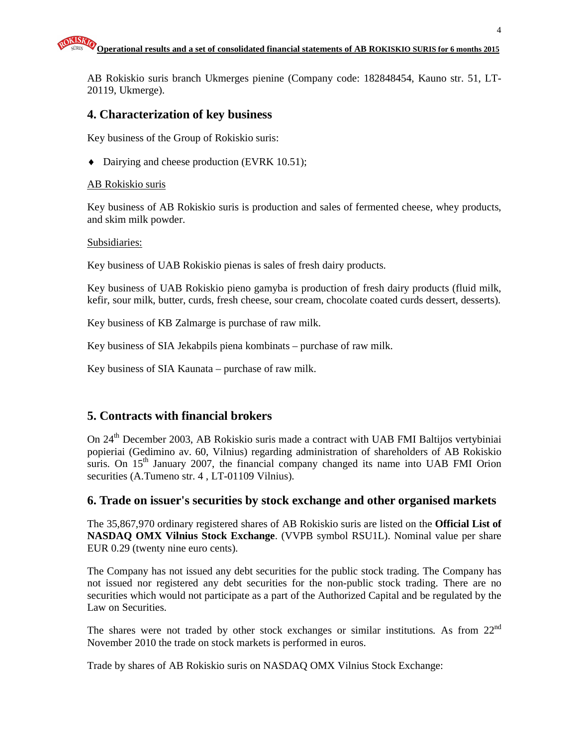AB Rokiskio suris branch Ukmerges pienine (Company code: 182848454, Kauno str. 51, LT-20119, Ukmerge).

## 4. Characterization of key business

Key business of the Group of Rokiskio suris:

- Dairying and cheese production (EVRK 10.51);

AB Rokiskio suris

Key business of AB Rokiskio suris is production and sales of fermented cheese, whey products, and skim milk powder.

Subsidiaries:

Key business of UAB Rokiskio pienas is sales of fresh dairy products.

Key business of UAB Rokiskio pieno gamyba is production of fresh dairy products (fluid milk, kefir, sour milk, butter, curds, fresh cheese, sour cream, chocolate coated curds dessert, desserts).

Key business of KB Zalmarge is purchase of raw milk.

Key business of SIA Jekabpils piena kombinats – purchase of raw milk.

Key business of SIA Kaunata – purchase of raw milk.

## 5. Contracts with financial brokers

On 24th December 2003, AB Rokiskio suris made a contract with UAB FMI Baltijos vertybiniai popieriai (Gedimino av. 60, Vilnius) regarding administration of shareholders of AB Rokiskio suris. On 15th January 2007, the financial company changed its name into UAB FMI Orion securities (A.Tumeno str. 4 , LT-01109 Vilnius).

## 6. Trade on issuer's securities by stock exchange and other organised markets

The 35,867,970 ordinary registered shares of AB Rokiskio suris are listed on the **Official List of NASDAQ OMX Vilnius Stock Exchange**. (VVPB symbol RSU1L). Nominal value per share EUR 0.29 (twenty nine euro cents).

The Company has not issued any debt securities for the public stock trading. The Company has not issued nor registered any debt securities for the non-public stock trading. There are no securities which would not participate as a part of the Authorized Capital and be regulated by the Law on Securities.

The shares were not traded by other stock exchanges or similar institutions. As from 22nd November 2010 the trade on stock markets is performed in euros.

Trade by shares of AB Rokiskio suris on NASDAQ OMX Vilnius Stock Exchange: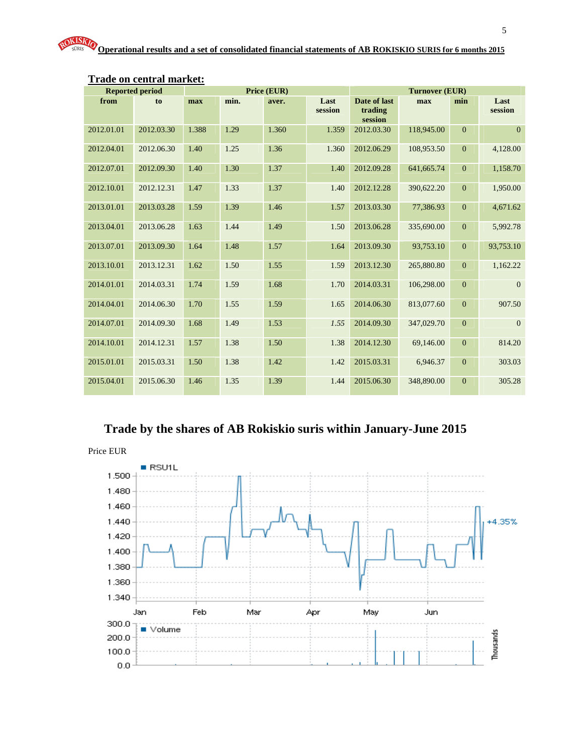## Trade on central market:

| Reported period | | Price (EUR) | | | | Turnover (EUR) | | | |
|---|---|---|---|---|---|---|---|---|---|
| from | to | max | min. | aver. | Last session | Date of last trading session | max | min | Last session |
| 2012.01.01 | 2012.03.30 | 1.388 | 1.29 | 1.360 | 1.359 | 2012.03.30 | 118,945.00 | 0 | 0 |
| 2012.04.01 | 2012.06.30 | 1.40 | 1.25 | 1.36 | 1.360 | 2012.06.29 | 108,953.50 | 0 | 4,128.00 |
| 2012.07.01 | 2012.09.30 | 1.40 | 1.30 | 1.37 | 1.40 | 2012.09.28 | 641,665.74 | 0 | 1,158.70 |
| 2012.10.01 | 2012.12.31 | 1.47 | 1.33 | 1.37 | 1.40 | 2012.12.28 | 390,622.20 | 0 | 1,950.00 |
| 2013.01.01 | 2013.03.28 | 1.59 | 1.39 | 1.46 | 1.57 | 2013.03.30 | 77,386.93 | 0 | 4,671.62 |
| 2013.04.01 | 2013.06.28 | 1.63 | 1.44 | 1.49 | 1.50 | 2013.06.28 | 335,690.00 | 0 | 5,992.78 |
| 2013.07.01 | 2013.09.30 | 1.64 | 1.48 | 1.57 | 1.64 | 2013.09.30 | 93,753.10 | 0 | 93,753.10 |
| 2013.10.01 | 2013.12.31 | 1.62 | 1.50 | 1.55 | 1.59 | 2013.12.30 | 265,880.80 | 0 | 1,162.22 |
| 2014.01.01 | 2014.03.31 | 1.74 | 1.59 | 1.68 | 1.70 | 2014.03.31 | 106,298.00 | 0 | 0 |
| 2014.04.01 | 2014.06.30 | 1.70 | 1.55 | 1.59 | 1.65 | 2014.06.30 | 813,077.60 | 0 | 907.50 |
| 2014.07.01 | 2014.09.30 | 1.68 | 1.49 | 1.53 | *1.55* | 2014.09.30 | 347,029.70 | 0 | 0 |
| 2014.10.01 | 2014.12.31 | 1.57 | 1.38 | 1.50 | 1.38 | 2014.12.30 | 69,146.00 | 0 | 814.20 |
| 2015.01.01 | 2015.03.31 | 1.50 | 1.38 | 1.42 | 1.42 | 2015.03.31 | 6,946.37 | 0 | 303.03 |
| 2015.04.01 | 2015.06.30 | 1.46 | 1.35 | 1.39 | 1.44 | 2015.06.30 | 348,890.00 | 0 | 305.28 |

## Trade by the shares of AB Rokiskio suris within January-June 2015

Price EUR

RSU1L

+4.35%

Volume

Thousands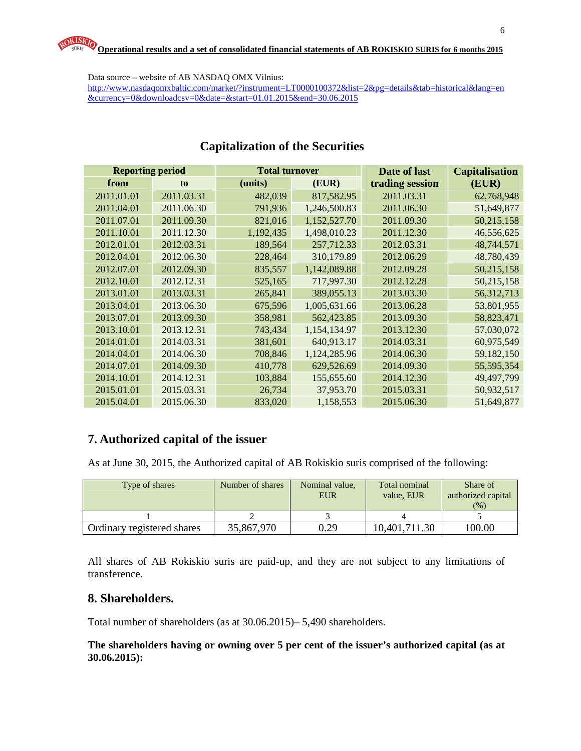Data source – website of AB NASDAQ OMX Vilnius:
http://www.nasdaqomxbaltic.com/market/?instrument=LT0000100372&list=2&pg=details&tab=historical&lang=en&currency=0&downloadcsv=0&date=&start=01.01.2015&end=30.06.2015

## Capitalization of the Securities

| Reporting period | | Total turnover | | Date of last trading session | Capitalisation (EUR) |
|---|---|---|---|---|---|
| from | to | (units) | (EUR) | | |
| 2011.01.01 | 2011.03.31 | 482,039 | 817,582.95 | 2011.03.31 | 62,768,948 |
| 2011.04.01 | 2011.06.30 | 791,936 | 1,246,500.83 | 2011.06.30 | 51,649,877 |
| 2011.07.01 | 2011.09.30 | 821,016 | 1,152,527.70 | 2011.09.30 | 50,215,158 |
| 2011.10.01 | 2011.12.30 | 1,192,435 | 1,498,010.23 | 2011.12.30 | 46,556,625 |
| 2012.01.01 | 2012.03.31 | 189,564 | 257,712.33 | 2012.03.31 | 48,744,571 |
| 2012.04.01 | 2012.06.30 | 228,464 | 310,179.89 | 2012.06.29 | 48,780,439 |
| 2012.07.01 | 2012.09.30 | 835,557 | 1,142,089.88 | 2012.09.28 | 50,215,158 |
| 2012.10.01 | 2012.12.31 | 525,165 | 717,997.30 | 2012.12.28 | 50,215,158 |
| 2013.01.01 | 2013.03.31 | 265,841 | 389,055.13 | 2013.03.30 | 56,312,713 |
| 2013.04.01 | 2013.06.30 | 675,596 | 1,005,631.66 | 2013.06.28 | 53,801,955 |
| 2013.07.01 | 2013.09.30 | 358,981 | 562,423.85 | 2013.09.30 | 58,823,471 |
| 2013.10.01 | 2013.12.31 | 743,434 | 1,154,134.97 | 2013.12.30 | 57,030,072 |
| 2014.01.01 | 2014.03.31 | 381,601 | 640,913.17 | 2014.03.31 | 60,975,549 |
| 2014.04.01 | 2014.06.30 | 708,846 | 1,124,285.96 | 2014.06.30 | 59,182,150 |
| 2014.07.01 | 2014.09.30 | 410,778 | 629,526.69 | 2014.09.30 | 55,595,354 |
| 2014.10.01 | 2014.12.31 | 103,884 | 155,655.60 | 2014.12.30 | 49,497,799 |
| 2015.01.01 | 2015.03.31 | 26,734 | 37,953.70 | 2015.03.31 | 50,932,517 |
| 2015.04.01 | 2015.06.30 | 833,020 | 1,158,553 | 2015.06.30 | 51,649,877 |

## 7. Authorized capital of the issuer

As at June 30, 2015, the Authorized capital of AB Rokiskio suris comprised of the following:

| Type of shares | Number of shares | Nominal value, EUR | Total nominal value, EUR | Share of authorized capital (%) |
|---|---|---|---|---|
| 1 | 2 | 3 | 4 | 5 |
| Ordinary registered shares | 35,867,970 | 0.29 | 10,401,711.30 | 100.00 |

All shares of AB Rokiskio suris are paid-up, and they are not subject to any limitations of transference.

## 8. Shareholders.

Total number of shareholders (as at 30.06.2015)– 5,490 shareholders.

**The shareholders having or owning over 5 per cent of the issuer's authorized capital (as at 30.06.2015):**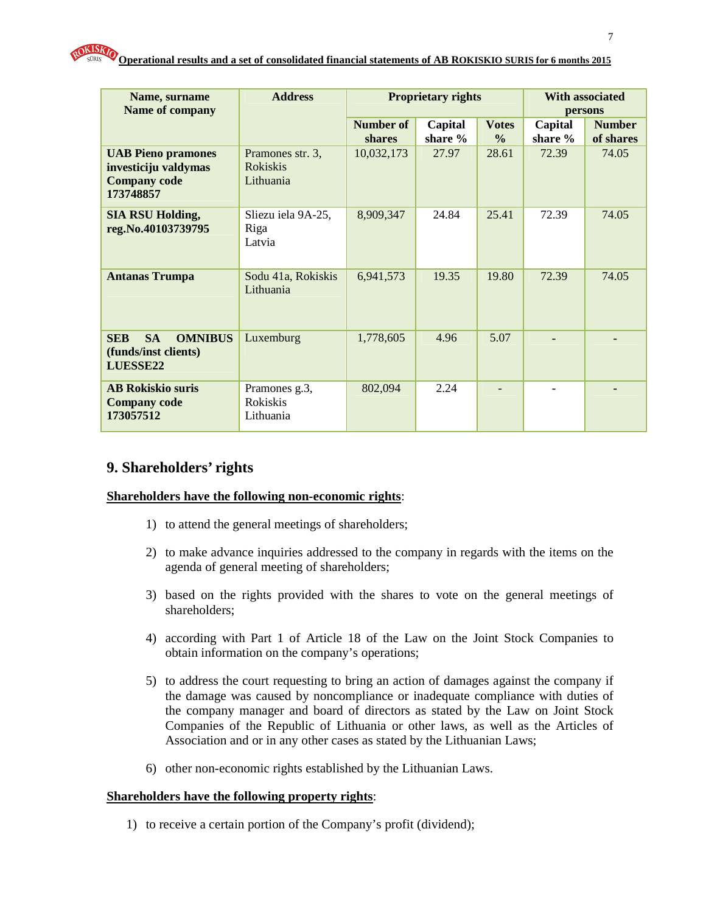| Name, surname<br>Name of company | Address | Proprietary rights | | | With associated persons | |
|---|---|---|---|---|---|---|
| | | Number of shares | Capital share % | Votes % | Capital share % | Number of shares |
| **UAB Pieno pramones investiciju valdymas Company code 173748857** | Pramones str. 3, Rokiskis Lithuania | 10,032,173 | 27.97 | 28.61 | 72.39 | 74.05 |
| **SIA RSU Holding, reg.No.40103739795** | Sliezu iela 9A-25, Riga Latvia | 8,909,347 | 24.84 | 25.41 | 72.39 | 74.05 |
| **Antanas Trumpa** | Sodu 41a, Rokiskis Lithuania | 6,941,573 | 19.35 | 19.80 | 72.39 | 74.05 |
| **SEB SA OMNIBUS (funds/inst clients) LUESSE22** | Luxemburg | 1,778,605 | 4.96 | 5.07 | - | - |
| **AB Rokiskio suris Company code 173057512** | Pramones g.3, Rokiskis Lithuania | 802,094 | 2.24 | - | - | - |

## 9. Shareholders' rights

**Shareholders have the following non-economic rights**:

1) to attend the general meetings of shareholders;

2) to make advance inquiries addressed to the company in regards with the items on the agenda of general meeting of shareholders;

3) based on the rights provided with the shares to vote on the general meetings of shareholders;

4) according with Part 1 of Article 18 of the Law on the Joint Stock Companies to obtain information on the company's operations;

5) to address the court requesting to bring an action of damages against the company if the damage was caused by noncompliance or inadequate compliance with duties of the company manager and board of directors as stated by the Law on Joint Stock Companies of the Republic of Lithuania or other laws, as well as the Articles of Association and or in any other cases as stated by the Lithuanian Laws;

6) other non-economic rights established by the Lithuanian Laws.

**Shareholders have the following property rights**:

1) to receive a certain portion of the Company's profit (dividend);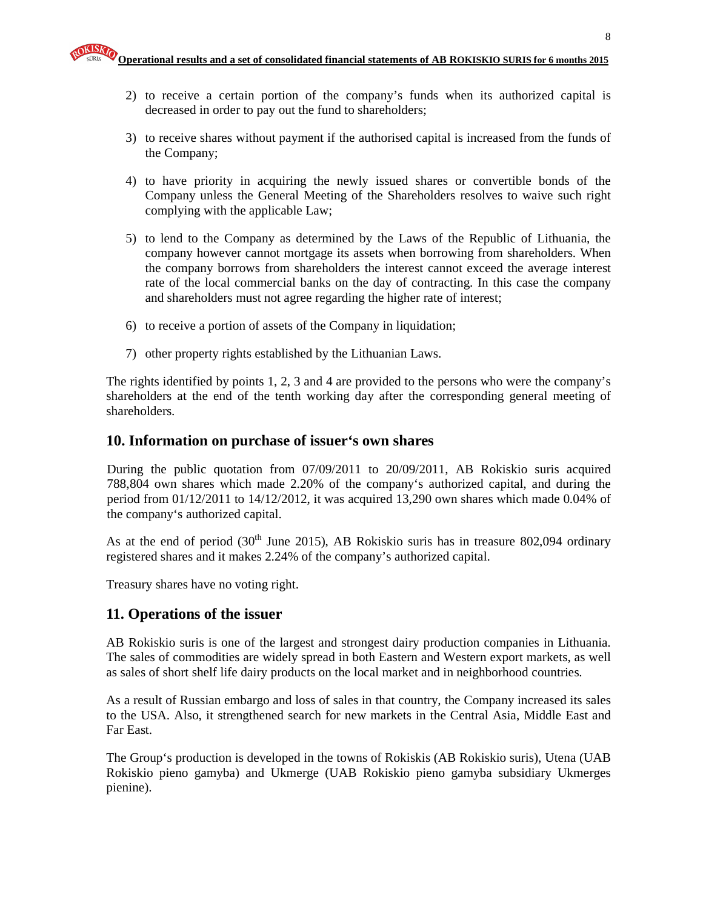2) to receive a certain portion of the company's funds when its authorized capital is decreased in order to pay out the fund to shareholders;

3) to receive shares without payment if the authorised capital is increased from the funds of the Company;

4) to have priority in acquiring the newly issued shares or convertible bonds of the Company unless the General Meeting of the Shareholders resolves to waive such right complying with the applicable Law;

5) to lend to the Company as determined by the Laws of the Republic of Lithuania, the company however cannot mortgage its assets when borrowing from shareholders. When the company borrows from shareholders the interest cannot exceed the average interest rate of the local commercial banks on the day of contracting. In this case the company and shareholders must not agree regarding the higher rate of interest;

6) to receive a portion of assets of the Company in liquidation;

7) other property rights established by the Lithuanian Laws.

The rights identified by points 1, 2, 3 and 4 are provided to the persons who were the company's shareholders at the end of the tenth working day after the corresponding general meeting of shareholders.

## 10. Information on purchase of issuer's own shares

During the public quotation from 07/09/2011 to 20/09/2011, AB Rokiskio suris acquired 788,804 own shares which made 2.20% of the company's authorized capital, and during the period from 01/12/2011 to 14/12/2012, it was acquired 13,290 own shares which made 0.04% of the company's authorized capital.

As at the end of period (30th June 2015), AB Rokiskio suris has in treasure 802,094 ordinary registered shares and it makes 2.24% of the company's authorized capital.

Treasury shares have no voting right.

## 11. Operations of the issuer

AB Rokiskio suris is one of the largest and strongest dairy production companies in Lithuania. The sales of commodities are widely spread in both Eastern and Western export markets, as well as sales of short shelf life dairy products on the local market and in neighborhood countries.

As a result of Russian embargo and loss of sales in that country, the Company increased its sales to the USA. Also, it strengthened search for new markets in the Central Asia, Middle East and Far East.

The Group's production is developed in the towns of Rokiskis (AB Rokiskio suris), Utena (UAB Rokiskio pieno gamyba) and Ukmerge (UAB Rokiskio pieno gamyba subsidiary Ukmerges pienine).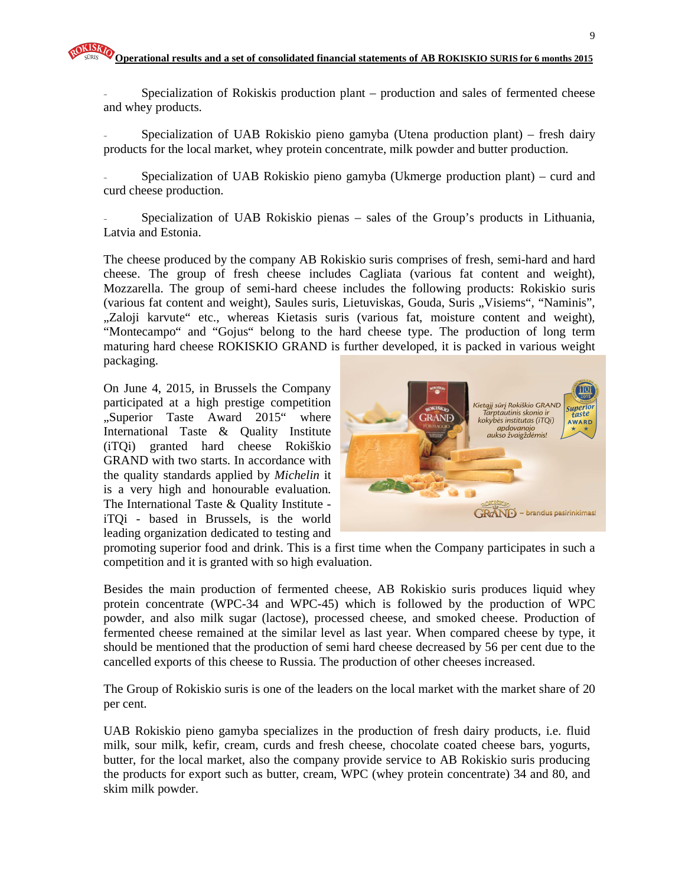- Specialization of Rokiskis production plant – production and sales of fermented cheese and whey products.

- Specialization of UAB Rokiskio pieno gamyba (Utena production plant) – fresh dairy products for the local market, whey protein concentrate, milk powder and butter production.

- Specialization of UAB Rokiskio pieno gamyba (Ukmerge production plant) – curd and curd cheese production.

- Specialization of UAB Rokiskio pienas – sales of the Group's products in Lithuania, Latvia and Estonia.

The cheese produced by the company AB Rokiskio suris comprises of fresh, semi-hard and hard cheese. The group of fresh cheese includes Cagliata (various fat content and weight), Mozzarella. The group of semi-hard cheese includes the following products: Rokiskio suris (various fat content and weight), Saules suris, Lietuviskas, Gouda, Suris „Visiems", "Naminis", „Zaloji karvute" etc., whereas Kietasis suris (various fat, moisture content and weight), "Montecampo" and "Gojus" belong to the hard cheese type. The production of long term maturing hard cheese ROKISKIO GRAND is further developed, it is packed in various weight packaging.

On June 4, 2015, in Brussels the Company participated at a high prestige competition „Superior Taste Award 2015" where International Taste & Quality Institute (iTQi) granted hard cheese Rokiškio GRAND with two starts. In accordance with the quality standards applied by *Michelin* it is a very high and honourable evaluation. The International Taste & Quality Institute - iTQi - based in Brussels, is the world leading organization dedicated to testing and promoting superior food and drink. This is a first time when the Company participates in such a competition and it is granted with so high evaluation.

Besides the main production of fermented cheese, AB Rokiskio suris produces liquid whey protein concentrate (WPC-34 and WPC-45) which is followed by the production of WPC powder, and also milk sugar (lactose), processed cheese, and smoked cheese. Production of fermented cheese remained at the similar level as last year. When compared cheese by type, it should be mentioned that the production of semi hard cheese decreased by 56 per cent due to the cancelled exports of this cheese to Russia. The production of other cheeses increased.

The Group of Rokiskio suris is one of the leaders on the local market with the market share of 20 per cent.

UAB Rokiskio pieno gamyba specializes in the production of fresh dairy products, i.e. fluid milk, sour milk, kefir, cream, curds and fresh cheese, chocolate coated cheese bars, yogurts, butter, for the local market, also the company provide service to AB Rokiskio suris producing the products for export such as butter, cream, WPC (whey protein concentrate) 34 and 80, and skim milk powder.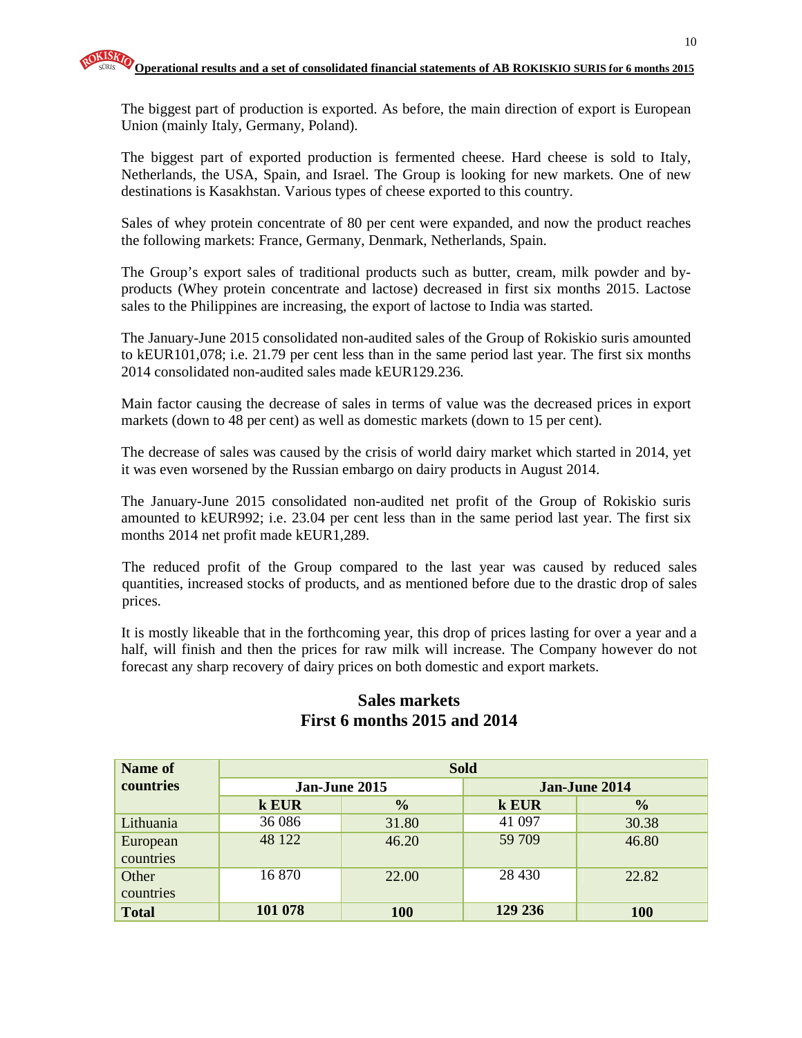The biggest part of production is exported. As before, the main direction of export is European Union (mainly Italy, Germany, Poland).

The biggest part of exported production is fermented cheese. Hard cheese is sold to Italy, Netherlands, the USA, Spain, and Israel. The Group is looking for new markets. One of new destinations is Kasakhstan. Various types of cheese exported to this country.

Sales of whey protein concentrate of 80 per cent were expanded, and now the product reaches the following markets: France, Germany, Denmark, Netherlands, Spain.

The Group's export sales of traditional products such as butter, cream, milk powder and by-products (Whey protein concentrate and lactose) decreased in first six months 2015. Lactose sales to the Philippines are increasing, the export of lactose to India was started.

The January-June 2015 consolidated non-audited sales of the Group of Rokiskio suris amounted to kEUR101,078; i.e. 21.79 per cent less than in the same period last year. The first six months 2014 consolidated non-audited sales made kEUR129.236.

Main factor causing the decrease of sales in terms of value was the decreased prices in export markets (down to 48 per cent) as well as domestic markets (down to 15 per cent).

The decrease of sales was caused by the crisis of world dairy market which started in 2014, yet it was even worsened by the Russian embargo on dairy products in August 2014.

The January-June 2015 consolidated non-audited net profit of the Group of Rokiskio suris amounted to kEUR992; i.e. 23.04 per cent less than in the same period last year. The first six months 2014 net profit made kEUR1,289.

The reduced profit of the Group compared to the last year was caused by reduced sales quantities, increased stocks of products, and as mentioned before due to the drastic drop of sales prices.

It is mostly likeable that in the forthcoming year, this drop of prices lasting for over a year and a half, will finish and then the prices for raw milk will increase. The Company however do not forecast any sharp recovery of dairy prices on both domestic and export markets.

## Sales markets
## First 6 months 2015 and 2014

| Name of countries | Sold | | | |
|---|---|---|---|---|
| | Jan-June 2015 | | Jan-June 2014 | |
| | k EUR | % | k EUR | % |
| Lithuania | 36 086 | 31.80 | 41 097 | 30.38 |
| European countries | 48 122 | 46.20 | 59 709 | 46.80 |
| Other countries | 16 870 | 22.00 | 28 430 | 22.82 |
| **Total** | **101 078** | **100** | **129 236** | **100** |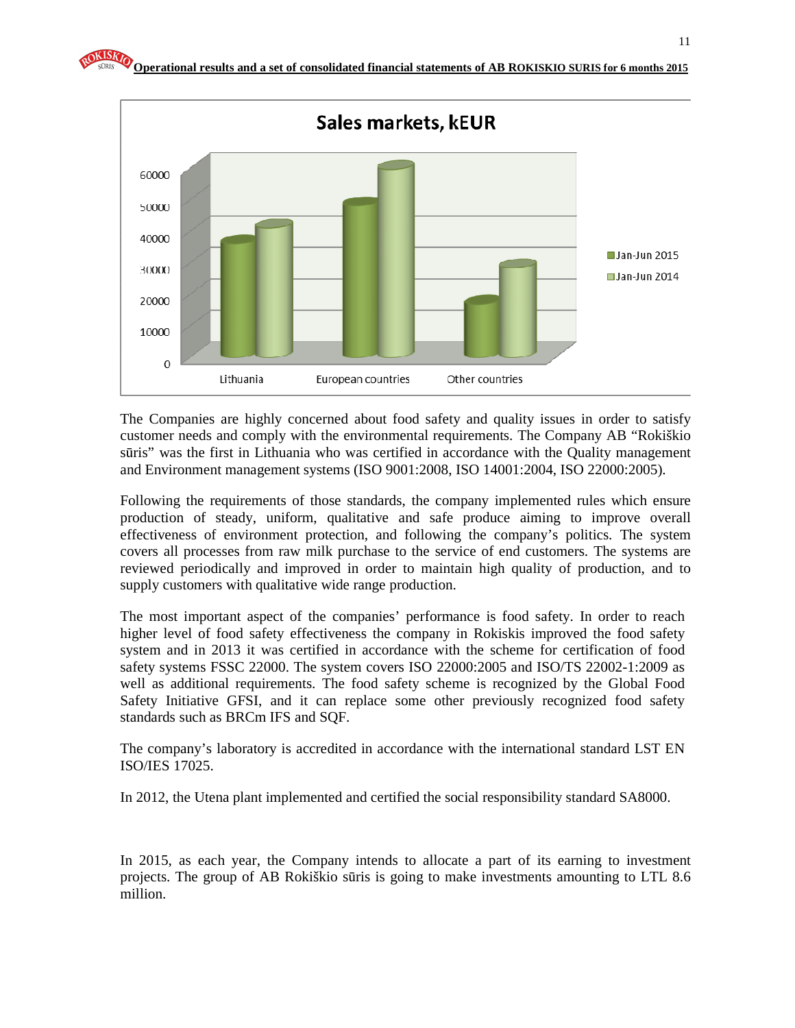**Sales markets, kEUR**

The Companies are highly concerned about food safety and quality issues in order to satisfy customer needs and comply with the environmental requirements. The Company AB "Rokiškio sūris" was the first in Lithuania who was certified in accordance with the Quality management and Environment management systems (ISO 9001:2008, ISO 14001:2004, ISO 22000:2005).

Following the requirements of those standards, the company implemented rules which ensure production of steady, uniform, qualitative and safe produce aiming to improve overall effectiveness of environment protection, and following the company's politics. The system covers all processes from raw milk purchase to the service of end customers. The systems are reviewed periodically and improved in order to maintain high quality of production, and to supply customers with qualitative wide range production.

The most important aspect of the companies' performance is food safety. In order to reach higher level of food safety effectiveness the company in Rokiskis improved the food safety system and in 2013 it was certified in accordance with the scheme for certification of food safety systems FSSC 22000. The system covers ISO 22000:2005 and ISO/TS 22002-1:2009 as well as additional requirements. The food safety scheme is recognized by the Global Food Safety Initiative GFSI, and it can replace some other previously recognized food safety standards such as BRCm IFS and SQF.

The company's laboratory is accredited in accordance with the international standard LST EN ISO/IES 17025.

In 2012, the Utena plant implemented and certified the social responsibility standard SA8000.

In 2015, as each year, the Company intends to allocate a part of its earning to investment projects. The group of AB Rokiškio sūris is going to make investments amounting to LTL 8.6 million.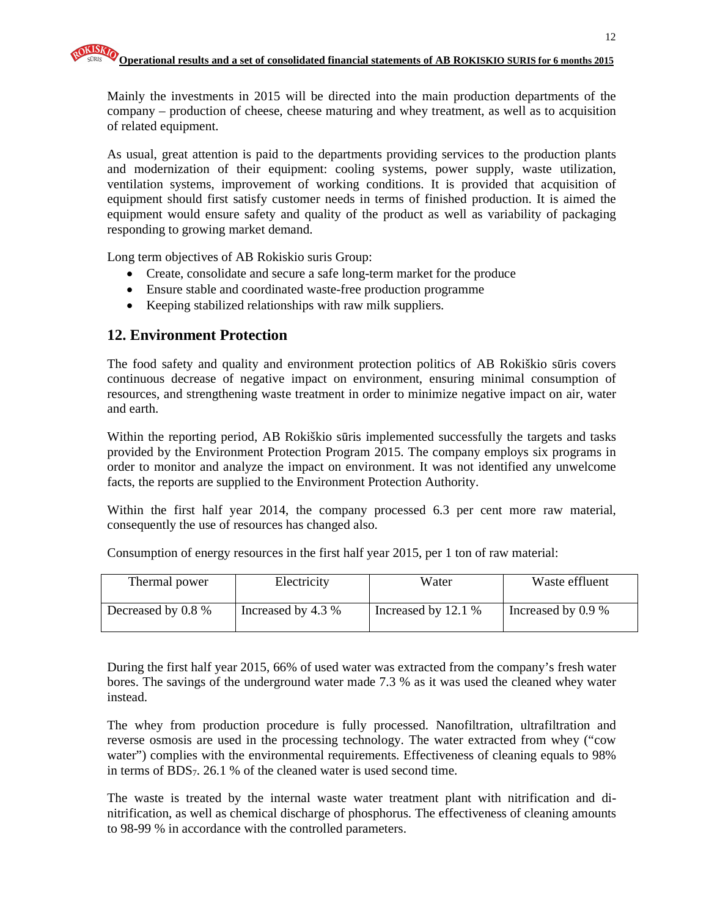Mainly the investments in 2015 will be directed into the main production departments of the company – production of cheese, cheese maturing and whey treatment, as well as to acquisition of related equipment.

As usual, great attention is paid to the departments providing services to the production plants and modernization of their equipment: cooling systems, power supply, waste utilization, ventilation systems, improvement of working conditions. It is provided that acquisition of equipment should first satisfy customer needs in terms of finished production. It is aimed the equipment would ensure safety and quality of the product as well as variability of packaging responding to growing market demand.

Long term objectives of AB Rokiskio suris Group:

- Create, consolidate and secure a safe long-term market for the produce
- Ensure stable and coordinated waste-free production programme
- Keeping stabilized relationships with raw milk suppliers.

## 12. Environment Protection

The food safety and quality and environment protection politics of AB Rokiškio sūris covers continuous decrease of negative impact on environment, ensuring minimal consumption of resources, and strengthening waste treatment in order to minimize negative impact on air, water and earth.

Within the reporting period, AB Rokiškio sūris implemented successfully the targets and tasks provided by the Environment Protection Program 2015. The company employs six programs in order to monitor and analyze the impact on environment. It was not identified any unwelcome facts, the reports are supplied to the Environment Protection Authority.

Within the first half year 2014, the company processed 6.3 per cent more raw material, consequently the use of resources has changed also.

Consumption of energy resources in the first half year 2015, per 1 ton of raw material:

| Thermal power | Electricity | Water | Waste effluent |
|---|---|---|---|
| Decreased by 0.8 % | Increased by 4.3 % | Increased by 12.1 % | Increased by 0.9 % |

During the first half year 2015, 66% of used water was extracted from the company's fresh water bores. The savings of the underground water made 7.3 % as it was used the cleaned whey water instead.

The whey from production procedure is fully processed. Nanofiltration, ultrafiltration and reverse osmosis are used in the processing technology. The water extracted from whey ("cow water") complies with the environmental requirements. Effectiveness of cleaning equals to 98% in terms of $BDS_7$. 26.1 % of the cleaned water is used second time.

The waste is treated by the internal waste water treatment plant with nitrification and di-nitrification, as well as chemical discharge of phosphorus. The effectiveness of cleaning amounts to 98-99 % in accordance with the controlled parameters.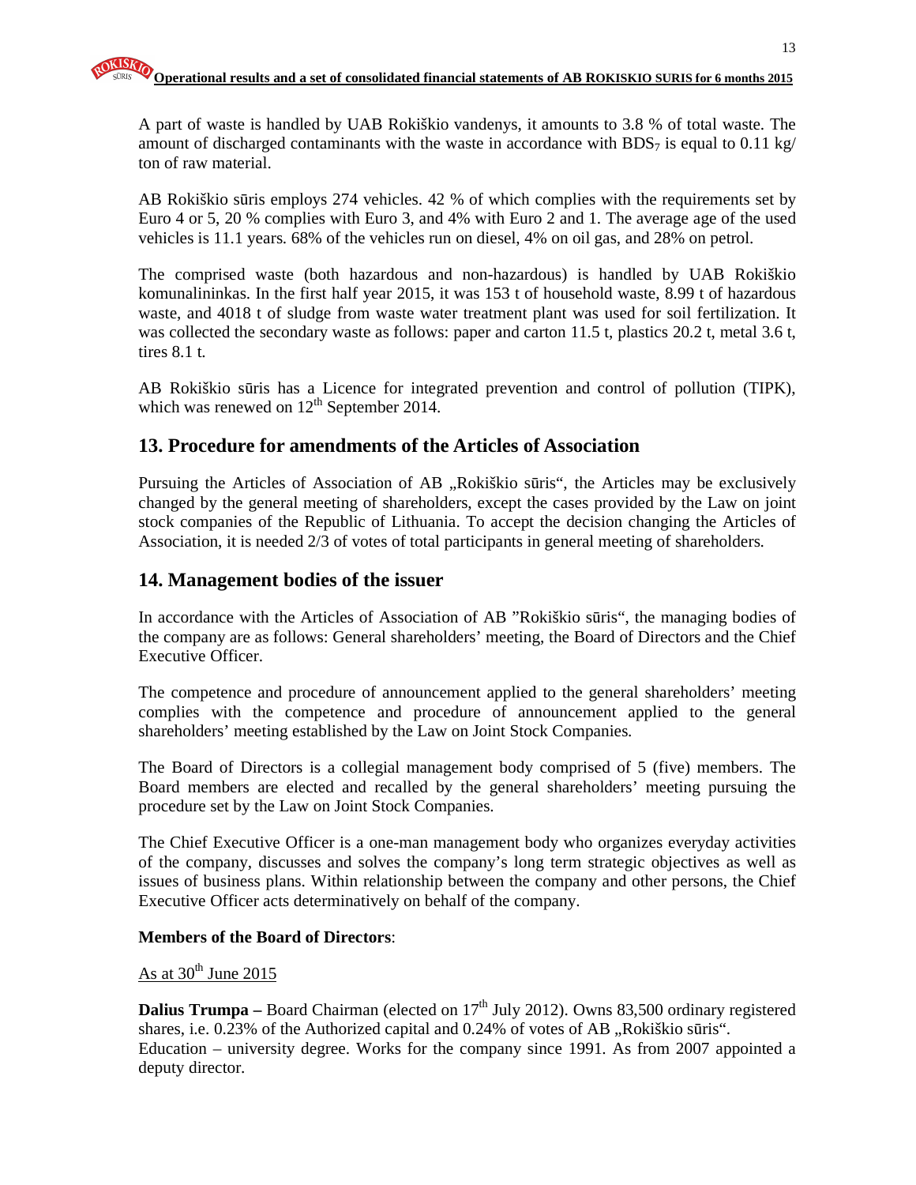A part of waste is handled by UAB Rokiškio vandenys, it amounts to 3.8 % of total waste. The amount of discharged contaminants with the waste in accordance with $BDS_7$ is equal to 0.11 kg/ ton of raw material.

AB Rokiškio sūris employs 274 vehicles. 42 % of which complies with the requirements set by Euro 4 or 5, 20 % complies with Euro 3, and 4% with Euro 2 and 1. The average age of the used vehicles is 11.1 years. 68% of the vehicles run on diesel, 4% on oil gas, and 28% on petrol.

The comprised waste (both hazardous and non-hazardous) is handled by UAB Rokiškio komunalininkas. In the first half year 2015, it was 153 t of household waste, 8.99 t of hazardous waste, and 4018 t of sludge from waste water treatment plant was used for soil fertilization. It was collected the secondary waste as follows: paper and carton 11.5 t, plastics 20.2 t, metal 3.6 t, tires 8.1 t.

AB Rokiškio sūris has a Licence for integrated prevention and control of pollution (TIPK), which was renewed on 12th September 2014.

## 13. Procedure for amendments of the Articles of Association

Pursuing the Articles of Association of AB „Rokiškio sūris", the Articles may be exclusively changed by the general meeting of shareholders, except the cases provided by the Law on joint stock companies of the Republic of Lithuania. To accept the decision changing the Articles of Association, it is needed 2/3 of votes of total participants in general meeting of shareholders.

## 14. Management bodies of the issuer

In accordance with the Articles of Association of AB "Rokiškio sūris", the managing bodies of the company are as follows: General shareholders' meeting, the Board of Directors and the Chief Executive Officer.

The competence and procedure of announcement applied to the general shareholders' meeting complies with the competence and procedure of announcement applied to the general shareholders' meeting established by the Law on Joint Stock Companies.

The Board of Directors is a collegial management body comprised of 5 (five) members. The Board members are elected and recalled by the general shareholders' meeting pursuing the procedure set by the Law on Joint Stock Companies.

The Chief Executive Officer is a one-man management body who organizes everyday activities of the company, discusses and solves the company's long term strategic objectives as well as issues of business plans. Within relationship between the company and other persons, the Chief Executive Officer acts determinatively on behalf of the company.

**Members of the Board of Directors**:

As at 30th June 2015

**Dalius Trumpa –** Board Chairman (elected on 17th July 2012). Owns 83,500 ordinary registered shares, i.e. 0.23% of the Authorized capital and 0.24% of votes of AB „Rokiškio sūris".
Education – university degree. Works for the company since 1991. As from 2007 appointed a deputy director.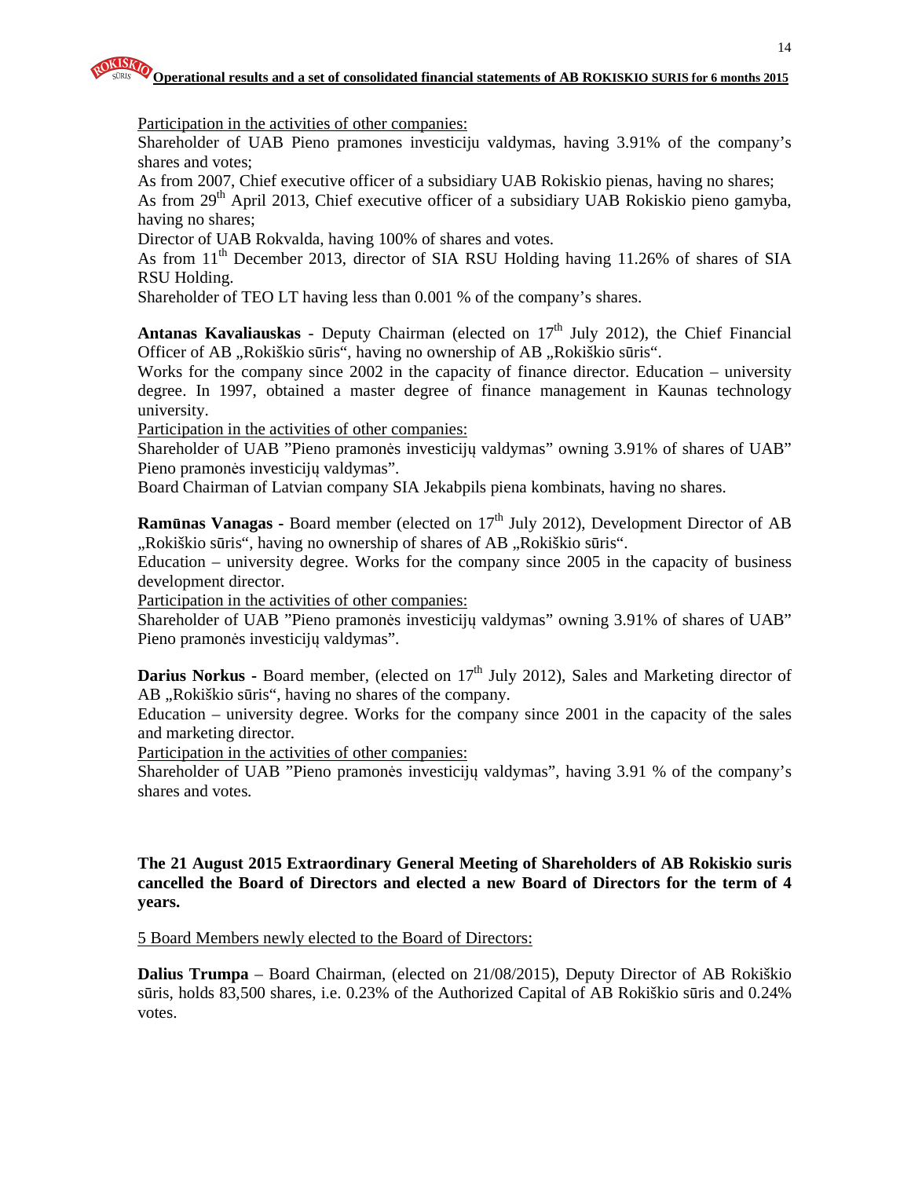Participation in the activities of other companies:

Shareholder of UAB Pieno pramones investiciju valdymas, having 3.91% of the company's shares and votes;

As from 2007, Chief executive officer of a subsidiary UAB Rokiskio pienas, having no shares;

As from 29th April 2013, Chief executive officer of a subsidiary UAB Rokiskio pieno gamyba, having no shares;

Director of UAB Rokvalda, having 100% of shares and votes.

As from 11th December 2013, director of SIA RSU Holding having 11.26% of shares of SIA RSU Holding.

Shareholder of TEO LT having less than 0.001 % of the company's shares.

**Antanas Kavaliauskas** - Deputy Chairman (elected on 17th July 2012), the Chief Financial Officer of AB „Rokiškio sūris", having no ownership of AB „Rokiškio sūris".

Works for the company since 2002 in the capacity of finance director. Education – university degree. In 1997, obtained a master degree of finance management in Kaunas technology university.

Participation in the activities of other companies:

Shareholder of UAB "Pieno pramonės investicijų valdymas" owning 3.91% of shares of UAB" Pieno pramonės investicijų valdymas".

Board Chairman of Latvian company SIA Jekabpils piena kombinats, having no shares.

**Ramūnas Vanagas -** Board member (elected on 17th July 2012), Development Director of AB „Rokiškio sūris", having no ownership of shares of AB „Rokiškio sūris".

Education – university degree. Works for the company since 2005 in the capacity of business development director.

Participation in the activities of other companies:

Shareholder of UAB "Pieno pramonės investicijų valdymas" owning 3.91% of shares of UAB" Pieno pramonės investicijų valdymas".

**Darius Norkus -** Board member, (elected on 17th July 2012), Sales and Marketing director of AB „Rokiškio sūris", having no shares of the company.

Education – university degree. Works for the company since 2001 in the capacity of the sales and marketing director.

Participation in the activities of other companies:

Shareholder of UAB "Pieno pramonės investicijų valdymas", having 3.91 % of the company's shares and votes.

**The 21 August 2015 Extraordinary General Meeting of Shareholders of AB Rokiskio suris cancelled the Board of Directors and elected a new Board of Directors for the term of 4 years.**

5 Board Members newly elected to the Board of Directors:

**Dalius Trumpa** – Board Chairman, (elected on 21/08/2015), Deputy Director of AB Rokiškio sūris, holds 83,500 shares, i.e. 0.23% of the Authorized Capital of AB Rokiškio sūris and 0.24% votes.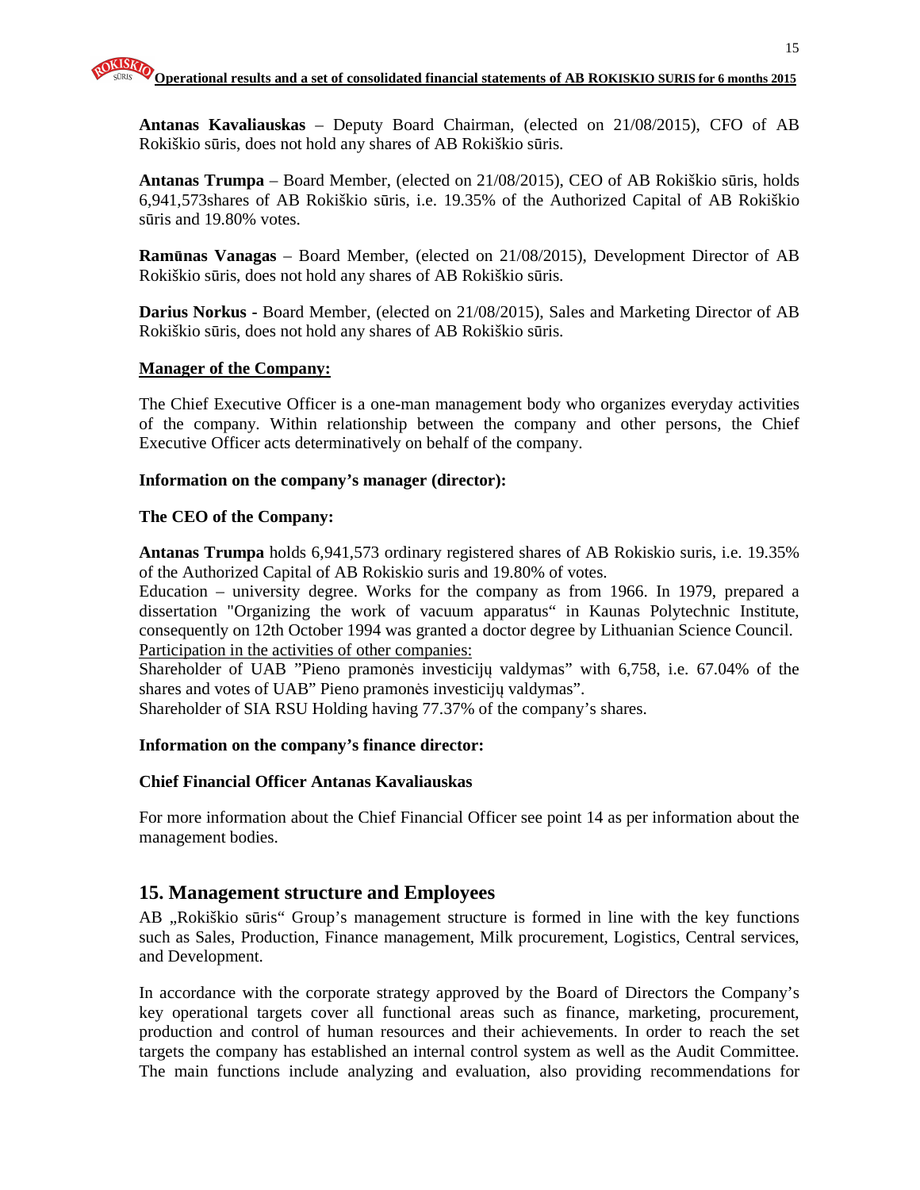**Antanas Kavaliauskas** – Deputy Board Chairman, (elected on 21/08/2015), CFO of AB Rokiškio sūris, does not hold any shares of AB Rokiškio sūris.

**Antanas Trumpa** – Board Member, (elected on 21/08/2015), CEO of AB Rokiškio sūris, holds 6,941,573shares of AB Rokiškio sūris, i.e. 19.35% of the Authorized Capital of AB Rokiškio sūris and 19.80% votes.

**Ramūnas Vanagas** – Board Member, (elected on 21/08/2015), Development Director of AB Rokiškio sūris, does not hold any shares of AB Rokiškio sūris.

**Darius Norkus -** Board Member, (elected on 21/08/2015), Sales and Marketing Director of AB Rokiškio sūris, does not hold any shares of AB Rokiškio sūris.

**Manager of the Company:**

The Chief Executive Officer is a one-man management body who organizes everyday activities of the company. Within relationship between the company and other persons, the Chief Executive Officer acts determinatively on behalf of the company.

**Information on the company's manager (director):**

**The CEO of the Company:**

**Antanas Trumpa** holds 6,941,573 ordinary registered shares of AB Rokiskio suris, i.e. 19.35% of the Authorized Capital of AB Rokiskio suris and 19.80% of votes.
Education – university degree. Works for the company as from 1966. In 1979, prepared a dissertation "Organizing the work of vacuum apparatus" in Kaunas Polytechnic Institute, consequently on 12th October 1994 was granted a doctor degree by Lithuanian Science Council.
Participation in the activities of other companies:
Shareholder of UAB "Pieno pramonės investicijų valdymas" with 6,758, i.e. 67.04% of the shares and votes of UAB" Pieno pramonės investicijų valdymas".
Shareholder of SIA RSU Holding having 77.37% of the company's shares.

**Information on the company's finance director:**

**Chief Financial Officer Antanas Kavaliauskas**

For more information about the Chief Financial Officer see point 14 as per information about the management bodies.

## 15. Management structure and Employees

AB „Rokiškio sūris" Group's management structure is formed in line with the key functions such as Sales, Production, Finance management, Milk procurement, Logistics, Central services, and Development.

In accordance with the corporate strategy approved by the Board of Directors the Company's key operational targets cover all functional areas such as finance, marketing, procurement, production and control of human resources and their achievements. In order to reach the set targets the company has established an internal control system as well as the Audit Committee. The main functions include analyzing and evaluation, also providing recommendations for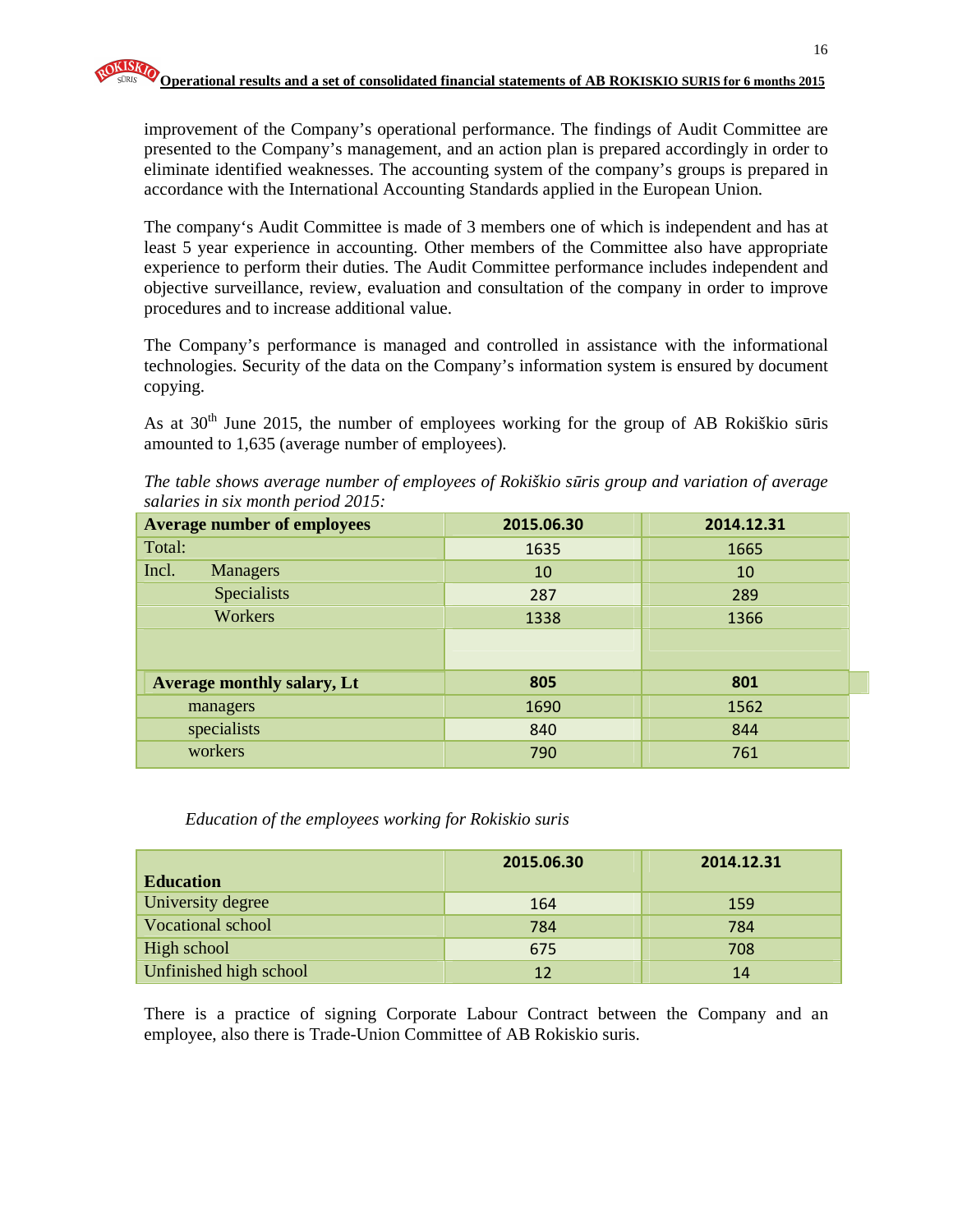improvement of the Company's operational performance. The findings of Audit Committee are presented to the Company's management, and an action plan is prepared accordingly in order to eliminate identified weaknesses. The accounting system of the company's groups is prepared in accordance with the International Accounting Standards applied in the European Union.

The company's Audit Committee is made of 3 members one of which is independent and has at least 5 year experience in accounting. Other members of the Committee also have appropriate experience to perform their duties. The Audit Committee performance includes independent and objective surveillance, review, evaluation and consultation of the company in order to improve procedures and to increase additional value.

The Company's performance is managed and controlled in assistance with the informational technologies. Security of the data on the Company's information system is ensured by document copying.

As at 30th June 2015, the number of employees working for the group of AB Rokiškio sūris amounted to 1,635 (average number of employees).

*The table shows average number of employees of Rokiškio sūris group and variation of average salaries in six month period 2015:*

| **Average number of employees** | **2015.06.30** | **2014.12.31** |
|---|---|---|
| Total: | 1635 | 1665 |
| Incl. Managers | 10 | 10 |
| Specialists | 287 | 289 |
| Workers | 1338 | 1366 |
| | | |
| **Average monthly salary, Lt** | **805** | **801** |
| managers | 1690 | 1562 |
| specialists | 840 | 844 |
| workers | 790 | 761 |

*Education of the employees working for Rokiskio suris*

| **Education** | **2015.06.30** | **2014.12.31** |
|---|---|---|
| University degree | 164 | 159 |
| Vocational school | 784 | 784 |
| High school | 675 | 708 |
| Unfinished high school | 12 | 14 |

There is a practice of signing Corporate Labour Contract between the Company and an employee, also there is Trade-Union Committee of AB Rokiskio suris.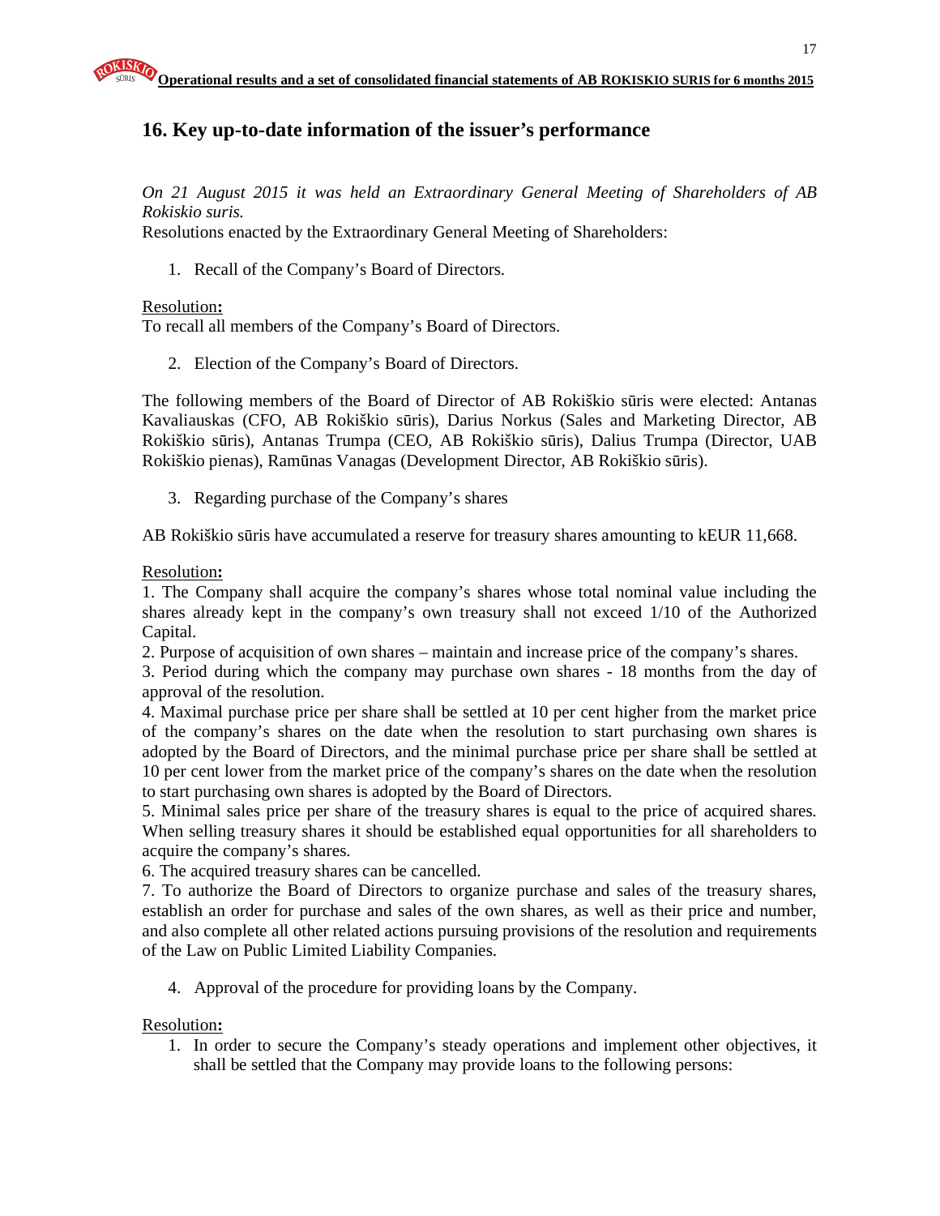## 16. Key up-to-date information of the issuer's performance

*On 21 August 2015 it was held an Extraordinary General Meeting of Shareholders of AB Rokiskio suris.*

Resolutions enacted by the Extraordinary General Meeting of Shareholders:

1. Recall of the Company's Board of Directors.

<u>Resolution</u>**:**

To recall all members of the Company's Board of Directors.

2. Election of the Company's Board of Directors.

The following members of the Board of Director of AB Rokiškio sūris were elected: Antanas Kavaliauskas (CFO, AB Rokiškio sūris), Darius Norkus (Sales and Marketing Director, AB Rokiškio sūris), Antanas Trumpa (CEO, AB Rokiškio sūris), Dalius Trumpa (Director, UAB Rokiškio pienas), Ramūnas Vanagas (Development Director, AB Rokiškio sūris).

3. Regarding purchase of the Company's shares

AB Rokiškio sūris have accumulated a reserve for treasury shares amounting to kEUR 11,668.

<u>Resolution</u>**:**

1. The Company shall acquire the company's shares whose total nominal value including the shares already kept in the company's own treasury shall not exceed 1/10 of the Authorized Capital.

2. Purpose of acquisition of own shares – maintain and increase price of the company's shares.

3. Period during which the company may purchase own shares - 18 months from the day of approval of the resolution.

4. Maximal purchase price per share shall be settled at 10 per cent higher from the market price of the company's shares on the date when the resolution to start purchasing own shares is adopted by the Board of Directors, and the minimal purchase price per share shall be settled at 10 per cent lower from the market price of the company's shares on the date when the resolution to start purchasing own shares is adopted by the Board of Directors.

5. Minimal sales price per share of the treasury shares is equal to the price of acquired shares. When selling treasury shares it should be established equal opportunities for all shareholders to acquire the company's shares.

6. The acquired treasury shares can be cancelled.

7. To authorize the Board of Directors to organize purchase and sales of the treasury shares, establish an order for purchase and sales of the own shares, as well as their price and number, and also complete all other related actions pursuing provisions of the resolution and requirements of the Law on Public Limited Liability Companies.

4. Approval of the procedure for providing loans by the Company.

<u>Resolution</u>**:**

1. In order to secure the Company's steady operations and implement other objectives, it shall be settled that the Company may provide loans to the following persons: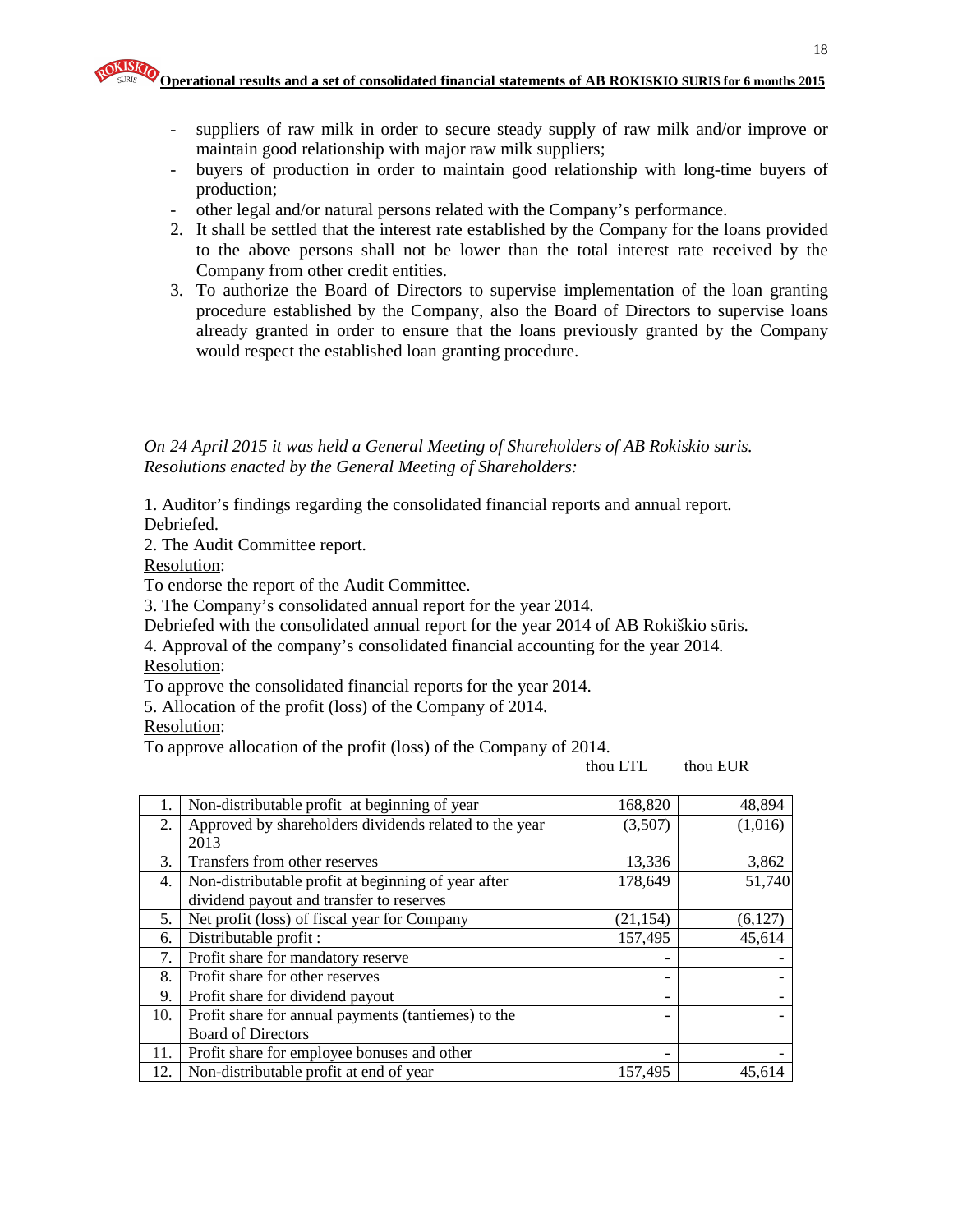- suppliers of raw milk in order to secure steady supply of raw milk and/or improve or maintain good relationship with major raw milk suppliers;
- buyers of production in order to maintain good relationship with long-time buyers of production;
- other legal and/or natural persons related with the Company's performance.

2. It shall be settled that the interest rate established by the Company for the loans provided to the above persons shall not be lower than the total interest rate received by the Company from other credit entities.
3. To authorize the Board of Directors to supervise implementation of the loan granting procedure established by the Company, also the Board of Directors to supervise loans already granted in order to ensure that the loans previously granted by the Company would respect the established loan granting procedure.

*On 24 April 2015 it was held a General Meeting of Shareholders of AB Rokiskio suris. Resolutions enacted by the General Meeting of Shareholders:*

1. Auditor's findings regarding the consolidated financial reports and annual report.
Debriefed.
2. The Audit Committee report.
Resolution:
To endorse the report of the Audit Committee.
3. The Company's consolidated annual report for the year 2014.
Debriefed with the consolidated annual report for the year 2014 of AB Rokiškio sūris.
4. Approval of the company's consolidated financial accounting for the year 2014.
Resolution:
To approve the consolidated financial reports for the year 2014.
5. Allocation of the profit (loss) of the Company of 2014.
Resolution:
To approve allocation of the profit (loss) of the Company of 2014.

| | | thou LTL | thou EUR |
|---|---|---|---|
| 1. | Non-distributable profit at beginning of year | 168,820 | 48,894 |
| 2. | Approved by shareholders dividends related to the year 2013 | (3,507) | (1,016) |
| 3. | Transfers from other reserves | 13,336 | 3,862 |
| 4. | Non-distributable profit at beginning of year after dividend payout and transfer to reserves | 178,649 | 51,740 |
| 5. | Net profit (loss) of fiscal year for Company | (21,154) | (6,127) |
| 6. | Distributable profit : | 157,495 | 45,614 |
| 7. | Profit share for mandatory reserve | - | - |
| 8. | Profit share for other reserves | - | - |
| 9. | Profit share for dividend payout | - | - |
| 10. | Profit share for annual payments (tantiemes) to the Board of Directors | - | - |
| 11. | Profit share for employee bonuses and other | - | - |
| 12. | Non-distributable profit at end of year | 157,495 | 45,614 |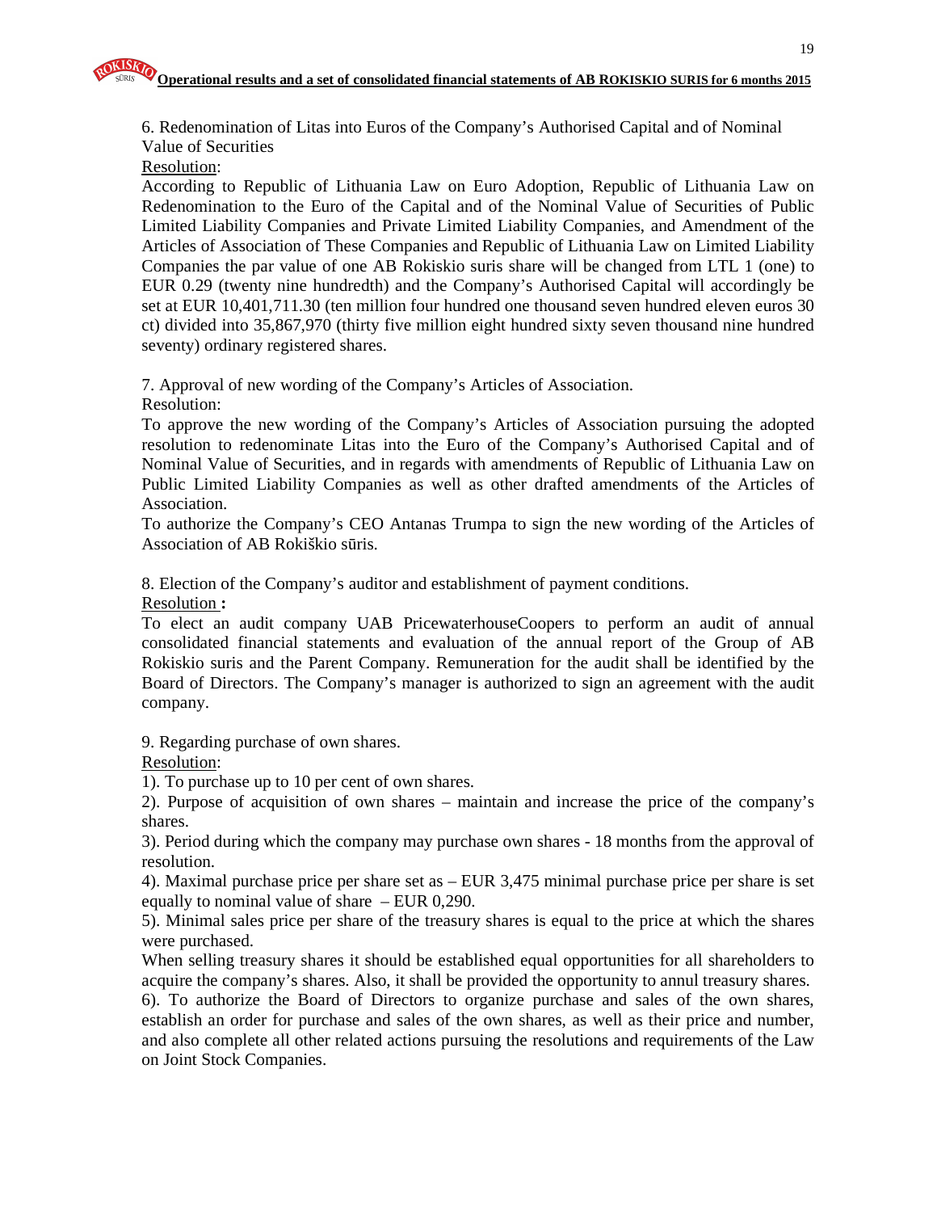6. Redenomination of Litas into Euros of the Company's Authorised Capital and of Nominal Value of Securities

Resolution:

According to Republic of Lithuania Law on Euro Adoption, Republic of Lithuania Law on Redenomination to the Euro of the Capital and of the Nominal Value of Securities of Public Limited Liability Companies and Private Limited Liability Companies, and Amendment of the Articles of Association of These Companies and Republic of Lithuania Law on Limited Liability Companies the par value of one AB Rokiskio suris share will be changed from LTL 1 (one) to EUR 0.29 (twenty nine hundredth) and the Company's Authorised Capital will accordingly be set at EUR 10,401,711.30 (ten million four hundred one thousand seven hundred eleven euros 30 ct) divided into 35,867,970 (thirty five million eight hundred sixty seven thousand nine hundred seventy) ordinary registered shares.

7. Approval of new wording of the Company's Articles of Association.

Resolution:

To approve the new wording of the Company's Articles of Association pursuing the adopted resolution to redenominate Litas into the Euro of the Company's Authorised Capital and of Nominal Value of Securities, and in regards with amendments of Republic of Lithuania Law on Public Limited Liability Companies as well as other drafted amendments of the Articles of Association.

To authorize the Company's CEO Antanas Trumpa to sign the new wording of the Articles of Association of AB Rokiškio sūris.

8. Election of the Company's auditor and establishment of payment conditions.

Resolution **:**

To elect an audit company UAB PricewaterhouseCoopers to perform an audit of annual consolidated financial statements and evaluation of the annual report of the Group of AB Rokiskio suris and the Parent Company. Remuneration for the audit shall be identified by the Board of Directors. The Company's manager is authorized to sign an agreement with the audit company.

9. Regarding purchase of own shares.

Resolution:

1). To purchase up to 10 per cent of own shares.

2). Purpose of acquisition of own shares – maintain and increase the price of the company's shares.

3). Period during which the company may purchase own shares - 18 months from the approval of resolution.

4). Maximal purchase price per share set as – EUR 3,475 minimal purchase price per share is set equally to nominal value of share – EUR 0,290.

5). Minimal sales price per share of the treasury shares is equal to the price at which the shares were purchased.

When selling treasury shares it should be established equal opportunities for all shareholders to acquire the company's shares. Also, it shall be provided the opportunity to annul treasury shares.

6). To authorize the Board of Directors to organize purchase and sales of the own shares, establish an order for purchase and sales of the own shares, as well as their price and number, and also complete all other related actions pursuing the resolutions and requirements of the Law on Joint Stock Companies.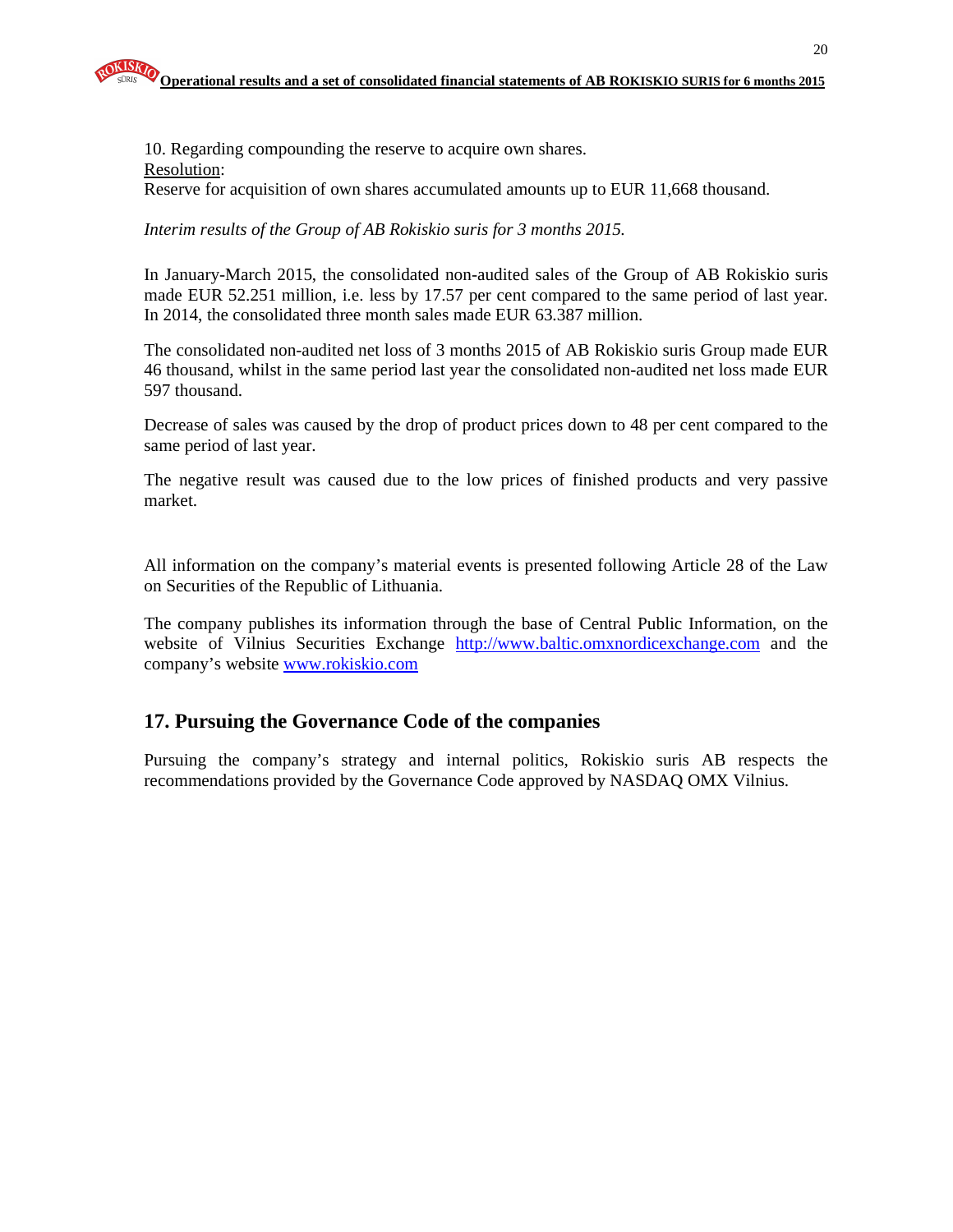10. Regarding compounding the reserve to acquire own shares.

Resolution:

Reserve for acquisition of own shares accumulated amounts up to EUR 11,668 thousand.

*Interim results of the Group of AB Rokiskio suris for 3 months 2015.*

In January-March 2015, the consolidated non-audited sales of the Group of AB Rokiskio suris made EUR 52.251 million, i.e. less by 17.57 per cent compared to the same period of last year. In 2014, the consolidated three month sales made EUR 63.387 million.

The consolidated non-audited net loss of 3 months 2015 of AB Rokiskio suris Group made EUR 46 thousand, whilst in the same period last year the consolidated non-audited net loss made EUR 597 thousand.

Decrease of sales was caused by the drop of product prices down to 48 per cent compared to the same period of last year.

The negative result was caused due to the low prices of finished products and very passive market.

All information on the company's material events is presented following Article 28 of the Law on Securities of the Republic of Lithuania.

The company publishes its information through the base of Central Public Information, on the website of Vilnius Securities Exchange http://www.baltic.omxnordicexchange.com and the company's website www.rokiskio.com

## 17. Pursuing the Governance Code of the companies

Pursuing the company's strategy and internal politics, Rokiskio suris AB respects the recommendations provided by the Governance Code approved by NASDAQ OMX Vilnius.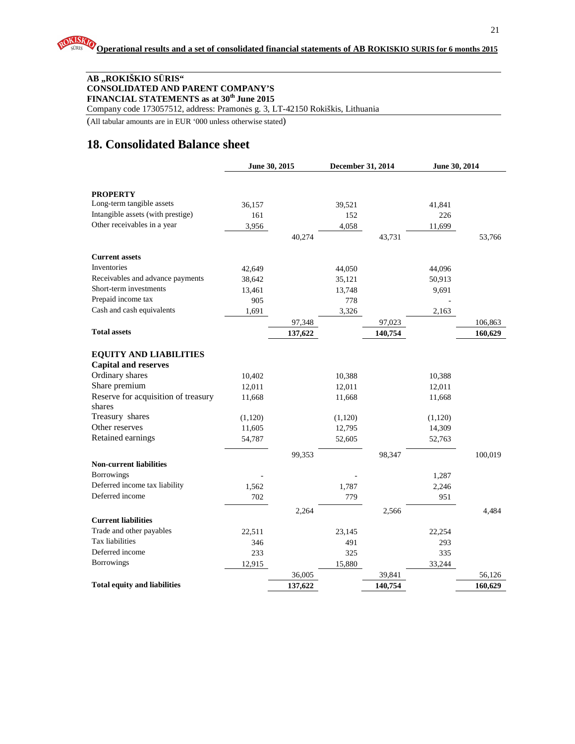**AB „ROKIŠKIO SŪRIS“**
**CONSOLIDATED AND PARENT COMPANY'S**
**FINANCIAL STATEMENTS as at 30th June 2015**
Company code 173057512, address: Pramonės g. 3, LT-42150 Rokiškis, Lithuania

(All tabular amounts are in EUR '000 unless otherwise stated)

# 18. Consolidated Balance sheet

| | June 30, 2015 | | December 31, 2014 | | June 30, 2014 | |
|---|---|---|---|---|---|---|
| **PROPERTY** | | | | | | |
| Long-term tangible assets | 36,157 | | 39,521 | | 41,841 | |
| Intangible assets (with prestige) | 161 | | 152 | | 226 | |
| Other receivables in a year | 3,956 | | 4,058 | | 11,699 | |
| | | 40,274 | | 43,731 | | 53,766 |
| **Current assets** | | | | | | |
| Inventories | 42,649 | | 44,050 | | 44,096 | |
| Receivables and advance payments | 38,642 | | 35,121 | | 50,913 | |
| Short-term investments | 13,461 | | 13,748 | | 9,691 | |
| Prepaid income tax | 905 | | 778 | | - | |
| Cash and cash equivalents | 1,691 | | 3,326 | | 2,163 | |
| | | 97,348 | | 97,023 | | 106,863 |
| **Total assets** | | **137,622** | | **140,754** | | **160,629** |
| **EQUITY AND LIABILITIES** | | | | | | |
| **Capital and reserves** | | | | | | |
| Ordinary shares | 10,402 | | 10,388 | | 10,388 | |
| Share premium | 12,011 | | 12,011 | | 12,011 | |
| Reserve for acquisition of treasury shares | 11,668 | | 11,668 | | 11,668 | |
| Treasury shares | (1,120) | | (1,120) | | (1,120) | |
| Other reserves | 11,605 | | 12,795 | | 14,309 | |
| Retained earnings | 54,787 | | 52,605 | | 52,763 | |
| | | 99,353 | | 98,347 | | 100,019 |
| **Non-current liabilities** | | | | | | |
| Borrowings | - | | - | | 1,287 | |
| Deferred income tax liability | 1,562 | | 1,787 | | 2,246 | |
| Deferred income | 702 | | 779 | | 951 | |
| | | 2,264 | | 2,566 | | 4,484 |
| **Current liabilities** | | | | | | |
| Trade and other payables | 22,511 | | 23,145 | | 22,254 | |
| Tax liabilities | 346 | | 491 | | 293 | |
| Deferred income | 233 | | 325 | | 335 | |
| Borrowings | 12,915 | | 15,880 | | 33,244 | |
| | | 36,005 | | 39,841 | | 56,126 |
| **Total equity and liabilities** | | **137,622** | | **140,754** | | **160,629** |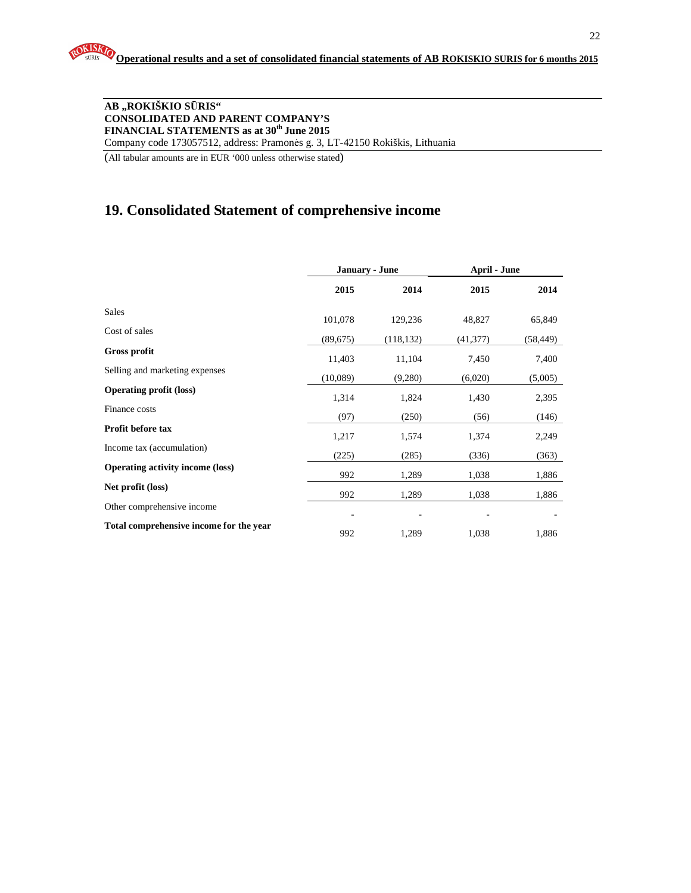**AB „ROKIŠKIO SŪRIS“**
**CONSOLIDATED AND PARENT COMPANY'S**
**FINANCIAL STATEMENTS as at 30th June 2015**
Company code 173057512, address: Pramonės g. 3, LT-42150 Rokiškis, Lithuania

(All tabular amounts are in EUR '000 unless otherwise stated)

## 19. Consolidated Statement of comprehensive income

| | January - June | | April - June | |
|---|---|---|---|---|
| | **2015** | **2014** | **2015** | **2014** |
| Sales | 101,078 | 129,236 | 48,827 | 65,849 |
| Cost of sales | (89,675) | (118,132) | (41,377) | (58,449) |
| **Gross profit** | 11,403 | 11,104 | 7,450 | 7,400 |
| Selling and marketing expenses | (10,089) | (9,280) | (6,020) | (5,005) |
| **Operating profit (loss)** | 1,314 | 1,824 | 1,430 | 2,395 |
| Finance costs | (97) | (250) | (56) | (146) |
| **Profit before tax** | 1,217 | 1,574 | 1,374 | 2,249 |
| Income tax (accumulation) | (225) | (285) | (336) | (363) |
| **Operating activity income (loss)** | 992 | 1,289 | 1,038 | 1,886 |
| **Net profit (loss)** | 992 | 1,289 | 1,038 | 1,886 |
| Other comprehensive income | - | - | - | - |
| **Total comprehensive income for the year** | 992 | 1,289 | 1,038 | 1,886 |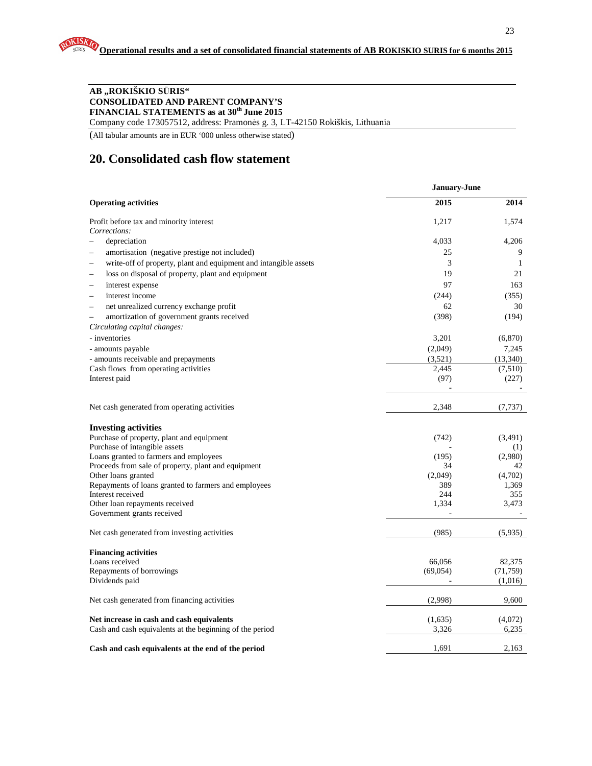**AB „ROKIŠKIO SŪRIS“**
**CONSOLIDATED AND PARENT COMPANY'S**
**FINANCIAL STATEMENTS as at 30th June 2015**
Company code 173057512, address: Pramonės g. 3, LT-42150 Rokiškis, Lithuania

(All tabular amounts are in EUR '000 unless otherwise stated)

## 20. Consolidated cash flow statement

| | January-June | |
|---|---|---|
| **Operating activities** | **2015** | **2014** |
| Profit before tax and minority interest | 1,217 | 1,574 |
| *Corrections:* | | |
| – depreciation | 4,033 | 4,206 |
| – amortisation (negative prestige not included) | 25 | 9 |
| – write-off of property, plant and equipment and intangible assets | 3 | 1 |
| – loss on disposal of property, plant and equipment | 19 | 21 |
| – interest expense | 97 | 163 |
| – interest income | (244) | (355) |
| – net unrealized currency exchange profit | 62 | 30 |
| – amortization of government grants received | (398) | (194) |
| *Circulating capital changes:* | | |
| - inventories | 3,201 | (6,870) |
| - amounts payable | (2,049) | 7,245 |
| - amounts receivable and prepayments | (3,521) | (13,340) |
| Cash flows from operating activities | 2,445 | (7,510) |
| Interest paid | (97) | (227) |
| | - | - |
| Net cash generated from operating activities | 2,348 | (7,737) |
| **Investing activities** | | |
| Purchase of property, plant and equipment | (742) | (3,491) |
| Purchase of intangible assets | - | (1) |
| Loans granted to farmers and employees | (195) | (2,980) |
| Proceeds from sale of property, plant and equipment | 34 | 42 |
| Other loans granted | (2,049) | (4,702) |
| Repayments of loans granted to farmers and employees | 389 | 1,369 |
| Interest received | 244 | 355 |
| Other loan repayments received | 1,334 | 3,473 |
| Government grants received | - | - |
| Net cash generated from investing activities | (985) | (5,935) |
| **Financing activities** | | |
| Loans received | 66,056 | 82,375 |
| Repayments of borrowings | (69,054) | (71,759) |
| Dividends paid | - | (1,016) |
| Net cash generated from financing activities | (2,998) | 9,600 |
| **Net increase in cash and cash equivalents** | (1,635) | (4,072) |
| Cash and cash equivalents at the beginning of the period | 3,326 | 6,235 |
| **Cash and cash equivalents at the end of the period** | 1,691 | 2,163 |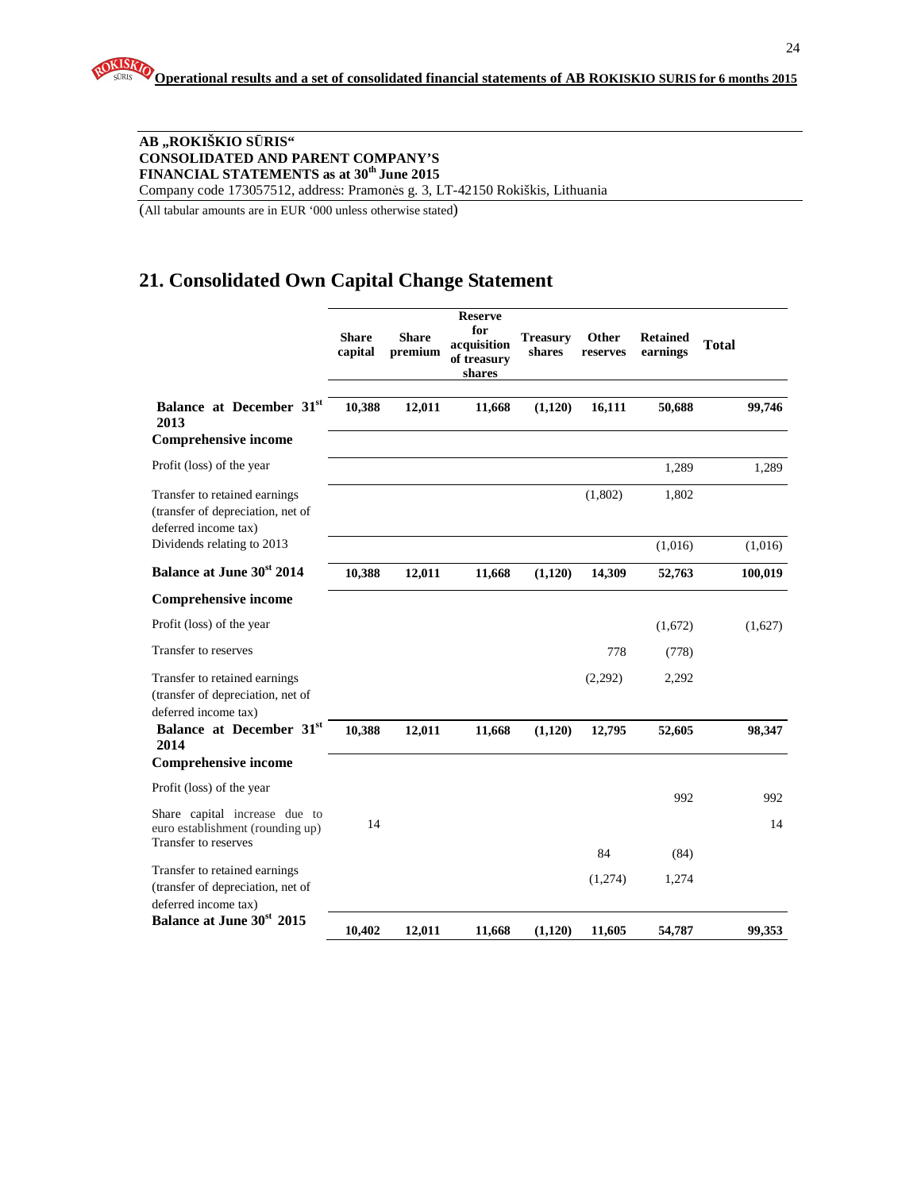**AB „ROKIŠKIO SŪRIS“**
**CONSOLIDATED AND PARENT COMPANY'S**
**FINANCIAL STATEMENTS as at 30th June 2015**
Company code 173057512, address: Pramonės g. 3, LT-42150 Rokiškis, Lithuania

(All tabular amounts are in EUR '000 unless otherwise stated)

# 21. Consolidated Own Capital Change Statement

| | Share capital | Share premium | Reserve for acquisition of treasury shares | Treasury shares | Other reserves | Retained earnings | Total |
|---|---|---|---|---|---|---|---|
| **Balance at December 31st 2013** | **10,388** | **12,011** | **11,668** | **(1,120)** | **16,111** | **50,688** | **99,746** |
| **Comprehensive income** | | | | | | | |
| Profit (loss) of the year | | | | | | 1,289 | 1,289 |
| Transfer to retained earnings (transfer of depreciation, net of deferred income tax) | | | | | (1,802) | 1,802 | |
| Dividends relating to 2013 | | | | | | (1,016) | (1,016) |
| **Balance at June 30st 2014** | **10,388** | **12,011** | **11,668** | **(1,120)** | **14,309** | **52,763** | **100,019** |
| **Comprehensive income** | | | | | | | |
| Profit (loss) of the year | | | | | | (1,672) | (1,627) |
| Transfer to reserves | | | | | 778 | (778) | |
| Transfer to retained earnings (transfer of depreciation, net of deferred income tax) | | | | | (2,292) | 2,292 | |
| **Balance at December 31st 2014** | **10,388** | **12,011** | **11,668** | **(1,120)** | **12,795** | **52,605** | **98,347** |
| **Comprehensive income** | | | | | | | |
| Profit (loss) of the year | | | | | | 992 | 992 |
| Share capital increase due to euro establishment (rounding up) | 14 | | | | | | 14 |
| Transfer to reserves | | | | | 84 | (84) | |
| Transfer to retained earnings (transfer of depreciation, net of deferred income tax) | | | | | (1,274) | 1,274 | |
| **Balance at June 30st 2015** | **10,402** | **12,011** | **11,668** | **(1,120)** | **11,605** | **54,787** | **99,353** |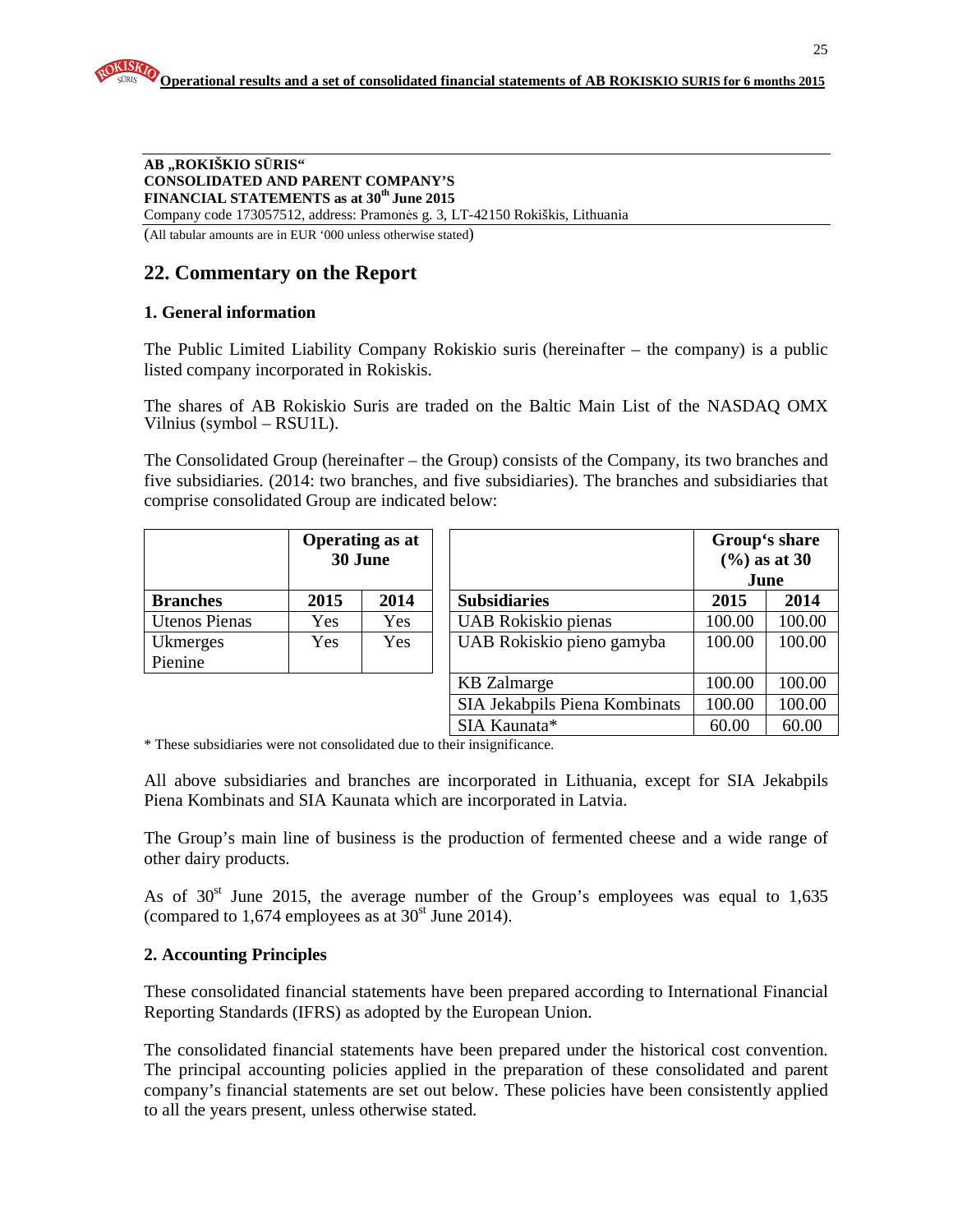**AB „ROKIŠKIO SŪRIS“**
**CONSOLIDATED AND PARENT COMPANY'S**
**FINANCIAL STATEMENTS as at 30th June 2015**
Company code 173057512, address: Pramonės g. 3, LT-42150 Rokiškis, Lithuania

(All tabular amounts are in EUR '000 unless otherwise stated)

## 22. Commentary on the Report

### 1. General information

The Public Limited Liability Company Rokiskio suris (hereinafter – the company) is a public listed company incorporated in Rokiskis.

The shares of AB Rokiskio Suris are traded on the Baltic Main List of the NASDAQ OMX Vilnius (symbol – RSU1L).

The Consolidated Group (hereinafter – the Group) consists of the Company, its two branches and five subsidiaries. (2014: two branches, and five subsidiaries). The branches and subsidiaries that comprise consolidated Group are indicated below:

| | Operating as at 30 June | |
|---|---|---|
| **Branches** | **2015** | **2014** |
| Utenos Pienas | Yes | Yes |
| Ukmerges Pienine | Yes | Yes |

| | Group's share (%) as at 30 June | |
|---|---|---|
| **Subsidiaries** | **2015** | **2014** |
| UAB Rokiskio pienas | 100.00 | 100.00 |
| UAB Rokiskio pieno gamyba | 100.00 | 100.00 |
| KB Zalmarge | 100.00 | 100.00 |
| SIA Jekabpils Piena Kombinats | 100.00 | 100.00 |
| SIA Kaunata* | 60.00 | 60.00 |

\* These subsidiaries were not consolidated due to their insignificance.

All above subsidiaries and branches are incorporated in Lithuania, except for SIA Jekabpils Piena Kombinats and SIA Kaunata which are incorporated in Latvia.

The Group's main line of business is the production of fermented cheese and a wide range of other dairy products.

As of 30st June 2015, the average number of the Group's employees was equal to 1,635 (compared to 1,674 employees as at 30st June 2014).

### 2. Accounting Principles

These consolidated financial statements have been prepared according to International Financial Reporting Standards (IFRS) as adopted by the European Union.

The consolidated financial statements have been prepared under the historical cost convention. The principal accounting policies applied in the preparation of these consolidated and parent company's financial statements are set out below. These policies have been consistently applied to all the years present, unless otherwise stated.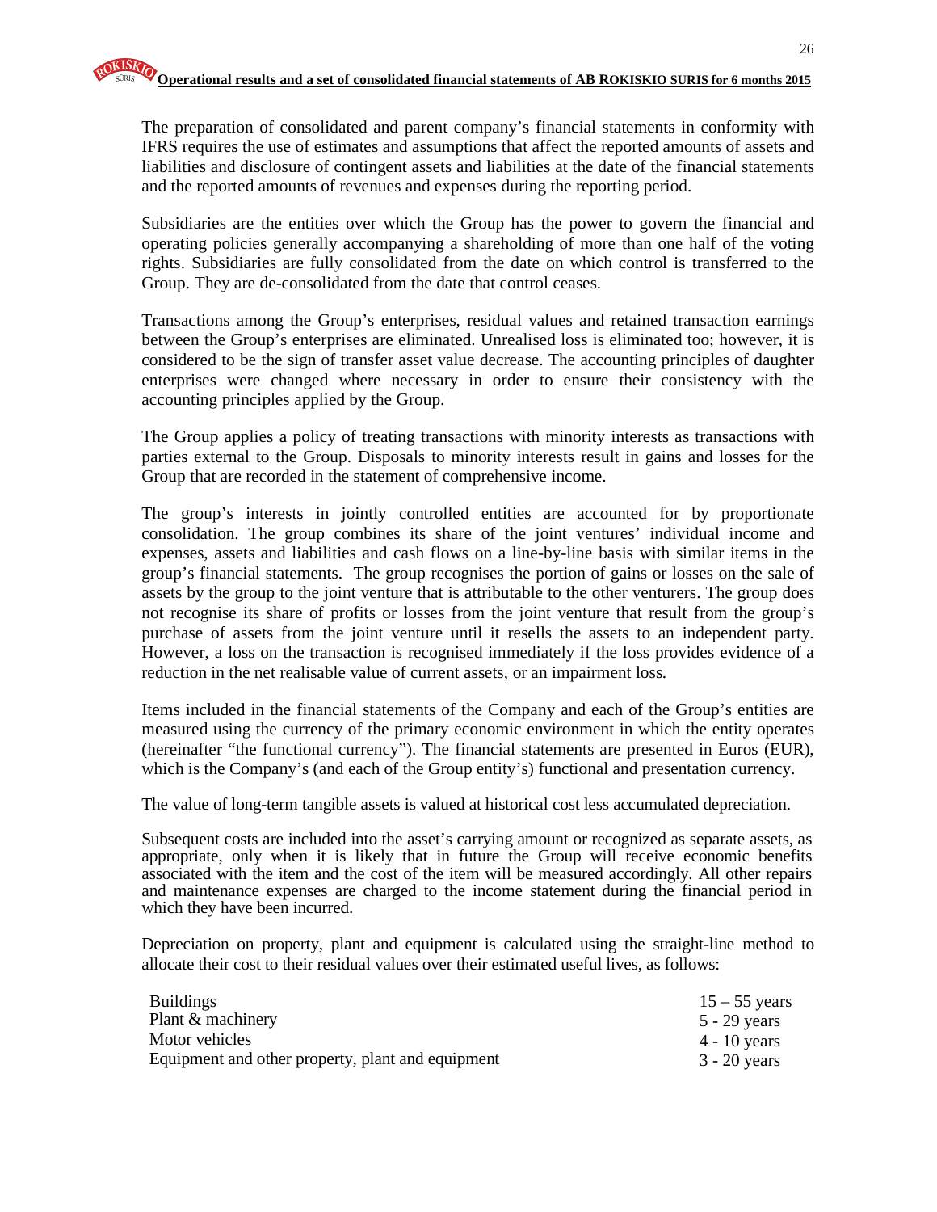The preparation of consolidated and parent company's financial statements in conformity with IFRS requires the use of estimates and assumptions that affect the reported amounts of assets and liabilities and disclosure of contingent assets and liabilities at the date of the financial statements and the reported amounts of revenues and expenses during the reporting period.

Subsidiaries are the entities over which the Group has the power to govern the financial and operating policies generally accompanying a shareholding of more than one half of the voting rights. Subsidiaries are fully consolidated from the date on which control is transferred to the Group. They are de-consolidated from the date that control ceases.

Transactions among the Group's enterprises, residual values and retained transaction earnings between the Group's enterprises are eliminated. Unrealised loss is eliminated too; however, it is considered to be the sign of transfer asset value decrease. The accounting principles of daughter enterprises were changed where necessary in order to ensure their consistency with the accounting principles applied by the Group.

The Group applies a policy of treating transactions with minority interests as transactions with parties external to the Group. Disposals to minority interests result in gains and losses for the Group that are recorded in the statement of comprehensive income.

The group's interests in jointly controlled entities are accounted for by proportionate consolidation. The group combines its share of the joint ventures' individual income and expenses, assets and liabilities and cash flows on a line-by-line basis with similar items in the group's financial statements. The group recognises the portion of gains or losses on the sale of assets by the group to the joint venture that is attributable to the other venturers. The group does not recognise its share of profits or losses from the joint venture that result from the group's purchase of assets from the joint venture until it resells the assets to an independent party. However, a loss on the transaction is recognised immediately if the loss provides evidence of a reduction in the net realisable value of current assets, or an impairment loss.

Items included in the financial statements of the Company and each of the Group's entities are measured using the currency of the primary economic environment in which the entity operates (hereinafter "the functional currency"). The financial statements are presented in Euros (EUR), which is the Company's (and each of the Group entity's) functional and presentation currency.

The value of long-term tangible assets is valued at historical cost less accumulated depreciation.

Subsequent costs are included into the asset's carrying amount or recognized as separate assets, as appropriate, only when it is likely that in future the Group will receive economic benefits associated with the item and the cost of the item will be measured accordingly. All other repairs and maintenance expenses are charged to the income statement during the financial period in which they have been incurred.

Depreciation on property, plant and equipment is calculated using the straight-line method to allocate their cost to their residual values over their estimated useful lives, as follows:

| | |
|---|---|
| Buildings | 15 – 55 years |
| Plant & machinery | 5 - 29 years |
| Motor vehicles | 4 - 10 years |
| Equipment and other property, plant and equipment | 3 - 20 years |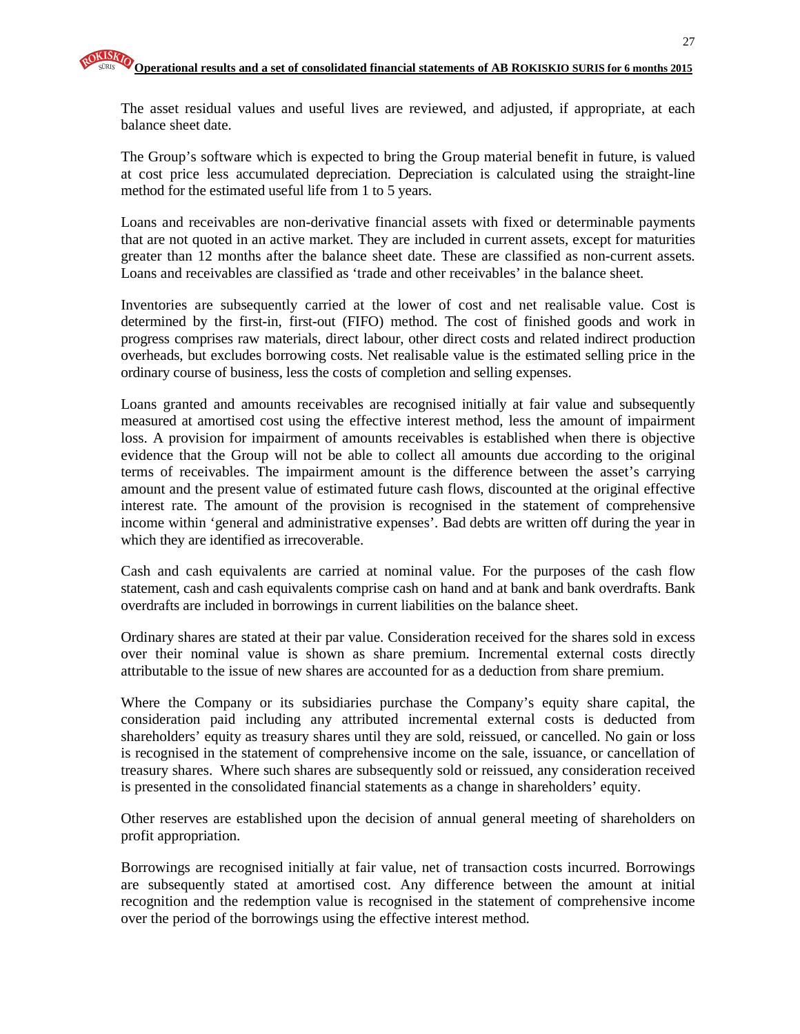The asset residual values and useful lives are reviewed, and adjusted, if appropriate, at each balance sheet date.

The Group's software which is expected to bring the Group material benefit in future, is valued at cost price less accumulated depreciation. Depreciation is calculated using the straight-line method for the estimated useful life from 1 to 5 years.

Loans and receivables are non-derivative financial assets with fixed or determinable payments that are not quoted in an active market. They are included in current assets, except for maturities greater than 12 months after the balance sheet date. These are classified as non-current assets. Loans and receivables are classified as 'trade and other receivables' in the balance sheet.

Inventories are subsequently carried at the lower of cost and net realisable value. Cost is determined by the first-in, first-out (FIFO) method. The cost of finished goods and work in progress comprises raw materials, direct labour, other direct costs and related indirect production overheads, but excludes borrowing costs. Net realisable value is the estimated selling price in the ordinary course of business, less the costs of completion and selling expenses.

Loans granted and amounts receivables are recognised initially at fair value and subsequently measured at amortised cost using the effective interest method, less the amount of impairment loss. A provision for impairment of amounts receivables is established when there is objective evidence that the Group will not be able to collect all amounts due according to the original terms of receivables. The impairment amount is the difference between the asset's carrying amount and the present value of estimated future cash flows, discounted at the original effective interest rate. The amount of the provision is recognised in the statement of comprehensive income within 'general and administrative expenses'. Bad debts are written off during the year in which they are identified as irrecoverable.

Cash and cash equivalents are carried at nominal value. For the purposes of the cash flow statement, cash and cash equivalents comprise cash on hand and at bank and bank overdrafts. Bank overdrafts are included in borrowings in current liabilities on the balance sheet.

Ordinary shares are stated at their par value. Consideration received for the shares sold in excess over their nominal value is shown as share premium. Incremental external costs directly attributable to the issue of new shares are accounted for as a deduction from share premium.

Where the Company or its subsidiaries purchase the Company's equity share capital, the consideration paid including any attributed incremental external costs is deducted from shareholders' equity as treasury shares until they are sold, reissued, or cancelled. No gain or loss is recognised in the statement of comprehensive income on the sale, issuance, or cancellation of treasury shares. Where such shares are subsequently sold or reissued, any consideration received is presented in the consolidated financial statements as a change in shareholders' equity.

Other reserves are established upon the decision of annual general meeting of shareholders on profit appropriation.

Borrowings are recognised initially at fair value, net of transaction costs incurred. Borrowings are subsequently stated at amortised cost. Any difference between the amount at initial recognition and the redemption value is recognised in the statement of comprehensive income over the period of the borrowings using the effective interest method.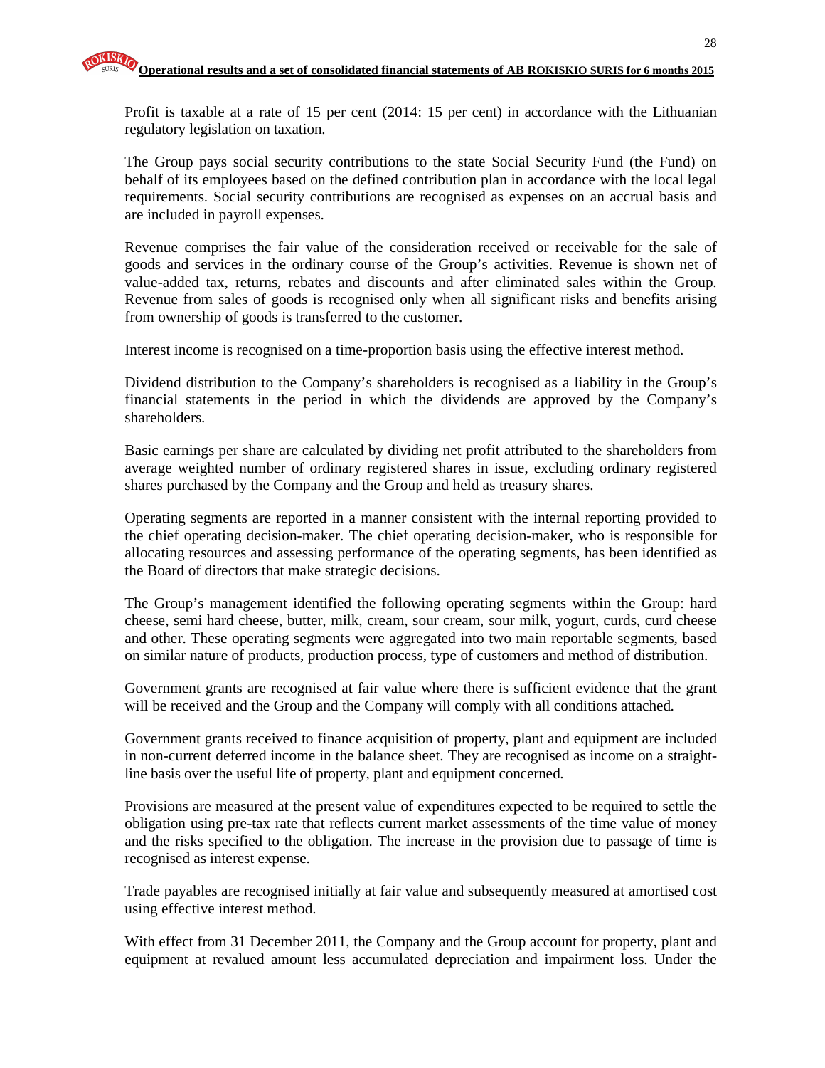Profit is taxable at a rate of 15 per cent (2014: 15 per cent) in accordance with the Lithuanian regulatory legislation on taxation.

The Group pays social security contributions to the state Social Security Fund (the Fund) on behalf of its employees based on the defined contribution plan in accordance with the local legal requirements. Social security contributions are recognised as expenses on an accrual basis and are included in payroll expenses.

Revenue comprises the fair value of the consideration received or receivable for the sale of goods and services in the ordinary course of the Group's activities. Revenue is shown net of value-added tax, returns, rebates and discounts and after eliminated sales within the Group. Revenue from sales of goods is recognised only when all significant risks and benefits arising from ownership of goods is transferred to the customer.

Interest income is recognised on a time-proportion basis using the effective interest method.

Dividend distribution to the Company's shareholders is recognised as a liability in the Group's financial statements in the period in which the dividends are approved by the Company's shareholders.

Basic earnings per share are calculated by dividing net profit attributed to the shareholders from average weighted number of ordinary registered shares in issue, excluding ordinary registered shares purchased by the Company and the Group and held as treasury shares.

Operating segments are reported in a manner consistent with the internal reporting provided to the chief operating decision-maker. The chief operating decision-maker, who is responsible for allocating resources and assessing performance of the operating segments, has been identified as the Board of directors that make strategic decisions.

The Group's management identified the following operating segments within the Group: hard cheese, semi hard cheese, butter, milk, cream, sour cream, sour milk, yogurt, curds, curd cheese and other. These operating segments were aggregated into two main reportable segments, based on similar nature of products, production process, type of customers and method of distribution.

Government grants are recognised at fair value where there is sufficient evidence that the grant will be received and the Group and the Company will comply with all conditions attached.

Government grants received to finance acquisition of property, plant and equipment are included in non-current deferred income in the balance sheet. They are recognised as income on a straight-line basis over the useful life of property, plant and equipment concerned.

Provisions are measured at the present value of expenditures expected to be required to settle the obligation using pre-tax rate that reflects current market assessments of the time value of money and the risks specified to the obligation. The increase in the provision due to passage of time is recognised as interest expense.

Trade payables are recognised initially at fair value and subsequently measured at amortised cost using effective interest method.

With effect from 31 December 2011, the Company and the Group account for property, plant and equipment at revalued amount less accumulated depreciation and impairment loss. Under the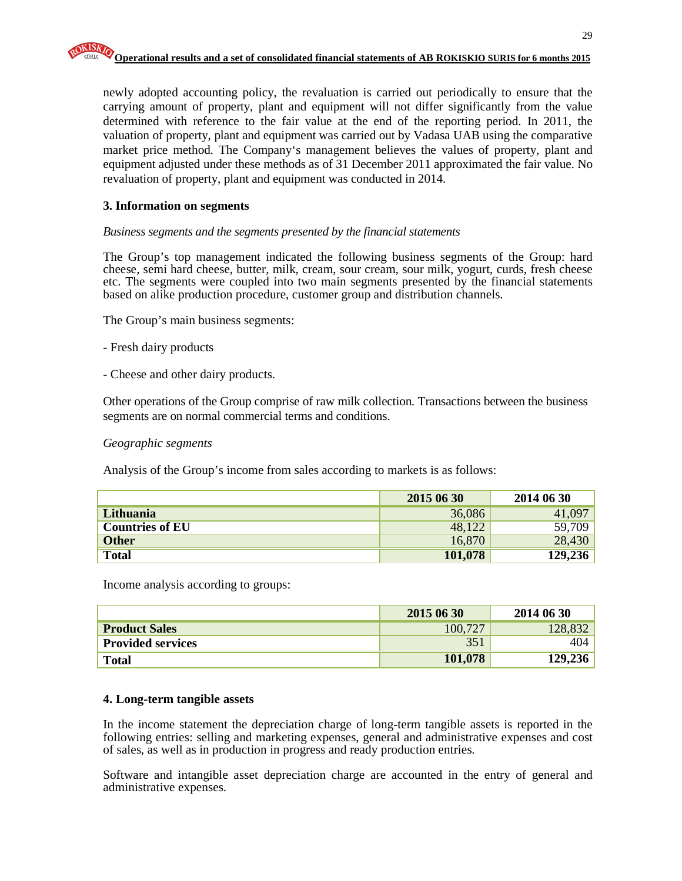newly adopted accounting policy, the revaluation is carried out periodically to ensure that the carrying amount of property, plant and equipment will not differ significantly from the value determined with reference to the fair value at the end of the reporting period. In 2011, the valuation of property, plant and equipment was carried out by Vadasa UAB using the comparative market price method. The Company's management believes the values of property, plant and equipment adjusted under these methods as of 31 December 2011 approximated the fair value. No revaluation of property, plant and equipment was conducted in 2014.

### 3. Information on segments

*Business segments and the segments presented by the financial statements*

The Group's top management indicated the following business segments of the Group: hard cheese, semi hard cheese, butter, milk, cream, sour cream, sour milk, yogurt, curds, fresh cheese etc. The segments were coupled into two main segments presented by the financial statements based on alike production procedure, customer group and distribution channels.

The Group's main business segments:

- Fresh dairy products

- Cheese and other dairy products.

Other operations of the Group comprise of raw milk collection. Transactions between the business segments are on normal commercial terms and conditions.

*Geographic segments*

Analysis of the Group's income from sales according to markets is as follows:

| | 2015 06 30 | 2014 06 30 |
|---|---|---|
| **Lithuania** | 36,086 | 41,097 |
| **Countries of EU** | 48,122 | 59,709 |
| **Other** | 16,870 | 28,430 |
| **Total** | **101,078** | **129,236** |

Income analysis according to groups:

| | 2015 06 30 | 2014 06 30 |
|---|---|---|
| **Product Sales** | 100,727 | 128,832 |
| **Provided services** | 351 | 404 |
| **Total** | **101,078** | **129,236** |

### 4. Long-term tangible assets

In the income statement the depreciation charge of long-term tangible assets is reported in the following entries: selling and marketing expenses, general and administrative expenses and cost of sales, as well as in production in progress and ready production entries.

Software and intangible asset depreciation charge are accounted in the entry of general and administrative expenses.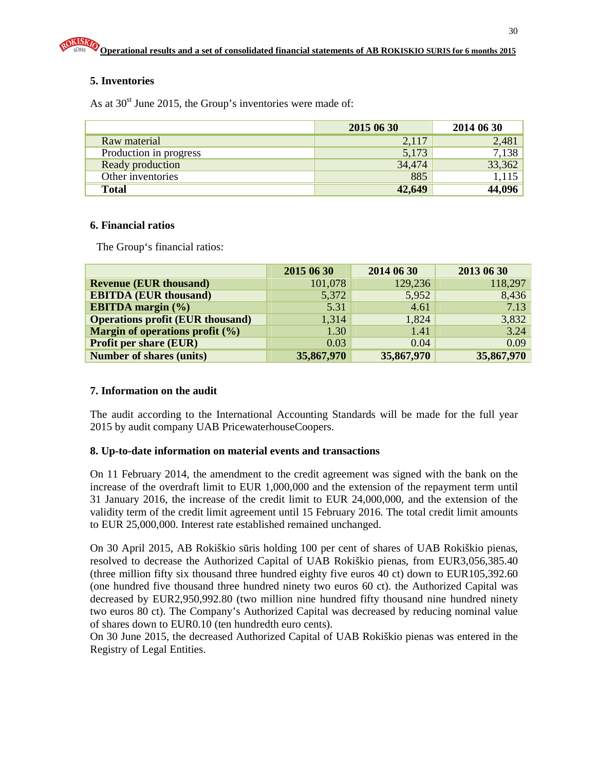## 5. Inventories

As at 30st June 2015, the Group's inventories were made of:

| | 2015 06 30 | 2014 06 30 |
|---|---|---|
| Raw material | 2,117 | 2,481 |
| Production in progress | 5,173 | 7,138 |
| Ready production | 34,474 | 33,362 |
| Other inventories | 885 | 1,115 |
| **Total** | **42,649** | **44,096** |

## 6. Financial ratios

The Group's financial ratios:

| | 2015 06 30 | 2014 06 30 | 2013 06 30 |
|---|---|---|---|
| **Revenue (EUR thousand)** | 101,078 | 129,236 | 118,297 |
| **EBITDA (EUR thousand)** | 5,372 | 5,952 | 8,436 |
| **EBITDA margin (%)** | 5.31 | 4.61 | 7.13 |
| **Operations profit (EUR thousand)** | 1,314 | 1,824 | 3,832 |
| **Margin of operations profit (%)** | 1.30 | 1.41 | 3.24 |
| **Profit per share (EUR)** | 0.03 | 0.04 | 0.09 |
| **Number of shares (units)** | **35,867,970** | **35,867,970** | **35,867,970** |

## 7. Information on the audit

The audit according to the International Accounting Standards will be made for the full year 2015 by audit company UAB PricewaterhouseCoopers.

## 8. Up-to-date information on material events and transactions

On 11 February 2014, the amendment to the credit agreement was signed with the bank on the increase of the overdraft limit to EUR 1,000,000 and the extension of the repayment term until 31 January 2016, the increase of the credit limit to EUR 24,000,000, and the extension of the validity term of the credit limit agreement until 15 February 2016. The total credit limit amounts to EUR 25,000,000. Interest rate established remained unchanged.

On 30 April 2015, AB Rokiškio sūris holding 100 per cent of shares of UAB Rokiškio pienas, resolved to decrease the Authorized Capital of UAB Rokiškio pienas, from EUR3,056,385.40 (three million fifty six thousand three hundred eighty five euros 40 ct) down to EUR105,392.60 (one hundred five thousand three hundred ninety two euros 60 ct). the Authorized Capital was decreased by EUR2,950,992.80 (two million nine hundred fifty thousand nine hundred ninety two euros 80 ct). The Company's Authorized Capital was decreased by reducing nominal value of shares down to EUR0.10 (ten hundredth euro cents).
On 30 June 2015, the decreased Authorized Capital of UAB Rokiškio pienas was entered in the Registry of Legal Entities.